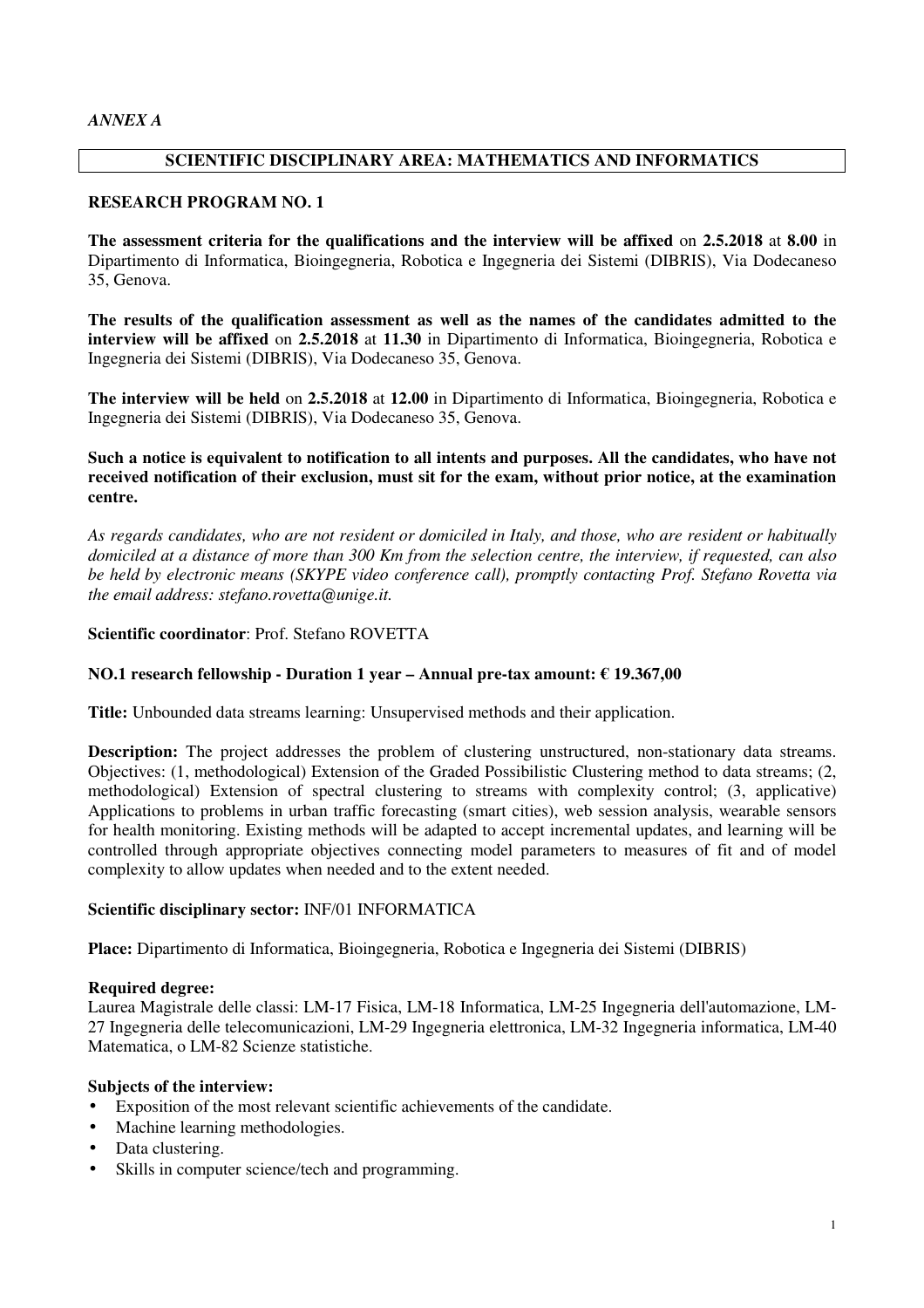*ANNEX A*

## SCIENTIFIC DISCIPLINARY AREA: MATHEMATICS AND INFORMATICS

### RESEARCH PROGRAM NO. 1

**The assessment criteria for the qualifications and the interview will be affixed** on **2.5.2018** at **8.00** in Dipartimento di Informatica, Bioingegneria, Robotica e Ingegneria dei Sistemi (DIBRIS), Via Dodecaneso 35, Genova.

**The results of the qualification assessment as well as the names of the candidates admitted to the interview will be affixed** on **2.5.2018** at **11.30** in Dipartimento di Informatica, Bioingegneria, Robotica e Ingegneria dei Sistemi (DIBRIS), Via Dodecaneso 35, Genova.

**The interview will be held** on **2.5.2018** at **12.00** in Dipartimento di Informatica, Bioingegneria, Robotica e Ingegneria dei Sistemi (DIBRIS), Via Dodecaneso 35, Genova.

**Such a notice is equivalent to notification to all intents and purposes. All the candidates, who have not received notification of their exclusion, must sit for the exam, without prior notice, at the examination centre.**

*As regards candidates, who are not resident or domiciled in Italy, and those, who are resident or habitually domiciled at a distance of more than 300 Km from the selection centre, the interview, if requested, can also be held by electronic means (SKYPE video conference call), promptly contacting Prof. Stefano Rovetta via the email address: stefano.rovetta@unige.it.*

**Scientific coordinator**: Prof. Stefano ROVETTA

**NO.1 research fellowship - Duration 1 year – Annual pre-tax amount: € 19.367,00**

**Title:** Unbounded data streams learning: Unsupervised methods and their application.

**Description:** The project addresses the problem of clustering unstructured, non-stationary data streams. Objectives: (1, methodological) Extension of the Graded Possibilistic Clustering method to data streams; (2, methodological) Extension of spectral clustering to streams with complexity control; (3, applicative) Applications to problems in urban traffic forecasting (smart cities), web session analysis, wearable sensors for health monitoring. Existing methods will be adapted to accept incremental updates, and learning will be controlled through appropriate objectives connecting model parameters to measures of fit and of model complexity to allow updates when needed and to the extent needed.

**Scientific disciplinary sector:** INF/01 INFORMATICA

**Place:** Dipartimento di Informatica, Bioingegneria, Robotica e Ingegneria dei Sistemi (DIBRIS)

**Required degree:**
Laurea Magistrale delle classi: LM-17 Fisica, LM-18 Informatica, LM-25 Ingegneria dell'automazione, LM-27 Ingegneria delle telecomunicazioni, LM-29 Ingegneria elettronica, LM-32 Ingegneria informatica, LM-40 Matematica, o LM-82 Scienze statistiche.

**Subjects of the interview:**
- Exposition of the most relevant scientific achievements of the candidate.
- Machine learning methodologies.
- Data clustering.
- Skills in computer science/tech and programming.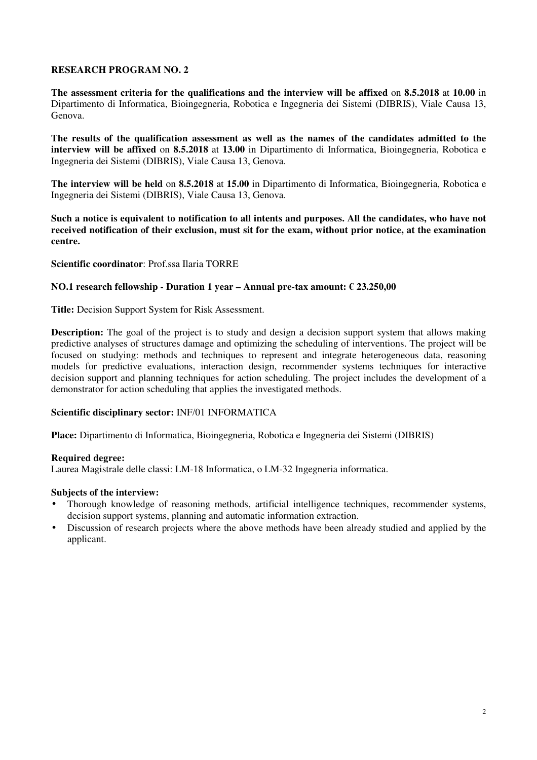**RESEARCH PROGRAM NO. 2**

**The assessment criteria for the qualifications and the interview will be affixed** on **8.5.2018** at **10.00** in Dipartimento di Informatica, Bioingegneria, Robotica e Ingegneria dei Sistemi (DIBRIS), Viale Causa 13, Genova.

**The results of the qualification assessment as well as the names of the candidates admitted to the interview will be affixed** on **8.5.2018** at **13.00** in Dipartimento di Informatica, Bioingegneria, Robotica e Ingegneria dei Sistemi (DIBRIS), Viale Causa 13, Genova.

**The interview will be held** on **8.5.2018** at **15.00** in Dipartimento di Informatica, Bioingegneria, Robotica e Ingegneria dei Sistemi (DIBRIS), Viale Causa 13, Genova.

**Such a notice is equivalent to notification to all intents and purposes. All the candidates, who have not received notification of their exclusion, must sit for the exam, without prior notice, at the examination centre.**

**Scientific coordinator**: Prof.ssa Ilaria TORRE

**NO.1 research fellowship - Duration 1 year – Annual pre-tax amount: € 23.250,00**

**Title:** Decision Support System for Risk Assessment.

**Description:** The goal of the project is to study and design a decision support system that allows making predictive analyses of structures damage and optimizing the scheduling of interventions. The project will be focused on studying: methods and techniques to represent and integrate heterogeneous data, reasoning models for predictive evaluations, interaction design, recommender systems techniques for interactive decision support and planning techniques for action scheduling. The project includes the development of a demonstrator for action scheduling that applies the investigated methods.

**Scientific disciplinary sector:** INF/01 INFORMATICA

**Place:** Dipartimento di Informatica, Bioingegneria, Robotica e Ingegneria dei Sistemi (DIBRIS)

**Required degree:**
Laurea Magistrale delle classi: LM-18 Informatica, o LM-32 Ingegneria informatica.

**Subjects of the interview:**

- Thorough knowledge of reasoning methods, artificial intelligence techniques, recommender systems, decision support systems, planning and automatic information extraction.
- Discussion of research projects where the above methods have been already studied and applied by the applicant.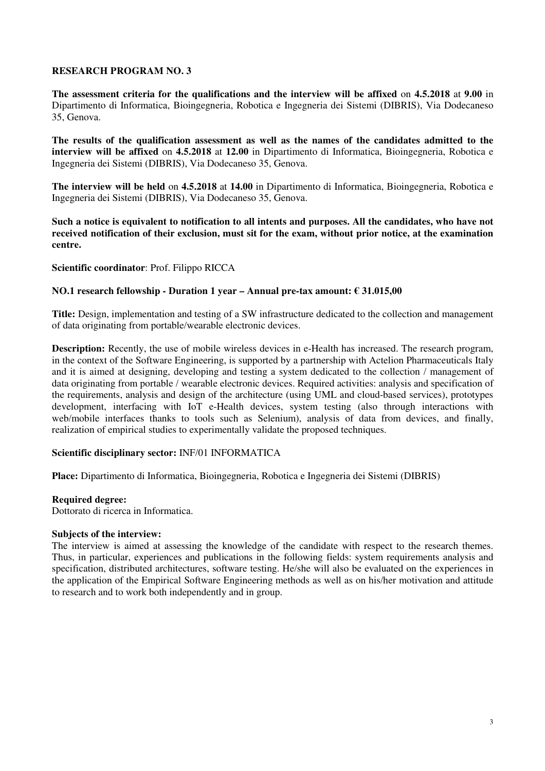**RESEARCH PROGRAM NO. 3**

**The assessment criteria for the qualifications and the interview will be affixed** on **4.5.2018** at **9.00** in Dipartimento di Informatica, Bioingegneria, Robotica e Ingegneria dei Sistemi (DIBRIS), Via Dodecaneso 35, Genova.

**The results of the qualification assessment as well as the names of the candidates admitted to the interview will be affixed** on **4.5.2018** at **12.00** in Dipartimento di Informatica, Bioingegneria, Robotica e Ingegneria dei Sistemi (DIBRIS), Via Dodecaneso 35, Genova.

**The interview will be held** on **4.5.2018** at **14.00** in Dipartimento di Informatica, Bioingegneria, Robotica e Ingegneria dei Sistemi (DIBRIS), Via Dodecaneso 35, Genova.

**Such a notice is equivalent to notification to all intents and purposes. All the candidates, who have not received notification of their exclusion, must sit for the exam, without prior notice, at the examination centre.**

**Scientific coordinator**: Prof. Filippo RICCA

**NO.1 research fellowship - Duration 1 year – Annual pre-tax amount: € 31.015,00**

**Title:** Design, implementation and testing of a SW infrastructure dedicated to the collection and management of data originating from portable/wearable electronic devices.

**Description:** Recently, the use of mobile wireless devices in e-Health has increased. The research program, in the context of the Software Engineering, is supported by a partnership with Actelion Pharmaceuticals Italy and it is aimed at designing, developing and testing a system dedicated to the collection / management of data originating from portable / wearable electronic devices. Required activities: analysis and specification of the requirements, analysis and design of the architecture (using UML and cloud-based services), prototypes development, interfacing with IoT e-Health devices, system testing (also through interactions with web/mobile interfaces thanks to tools such as Selenium), analysis of data from devices, and finally, realization of empirical studies to experimentally validate the proposed techniques.

**Scientific disciplinary sector:** INF/01 INFORMATICA

**Place:** Dipartimento di Informatica, Bioingegneria, Robotica e Ingegneria dei Sistemi (DIBRIS)

**Required degree:**
Dottorato di ricerca in Informatica.

**Subjects of the interview:**
The interview is aimed at assessing the knowledge of the candidate with respect to the research themes. Thus, in particular, experiences and publications in the following fields: system requirements analysis and specification, distributed architectures, software testing. He/she will also be evaluated on the experiences in the application of the Empirical Software Engineering methods as well as on his/her motivation and attitude to research and to work both independently and in group.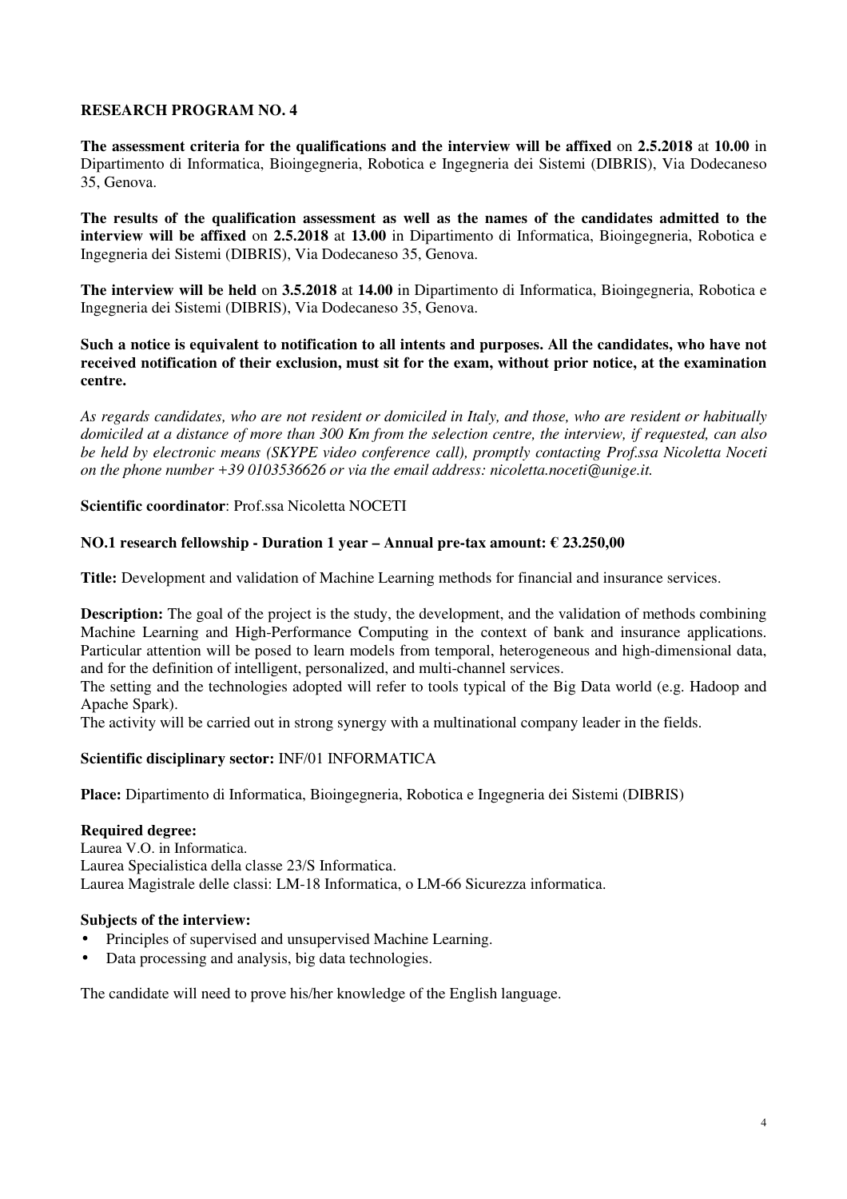## RESEARCH PROGRAM NO. 4

**The assessment criteria for the qualifications and the interview will be affixed** on **2.5.2018** at **10.00** in Dipartimento di Informatica, Bioingegneria, Robotica e Ingegneria dei Sistemi (DIBRIS), Via Dodecaneso 35, Genova.

**The results of the qualification assessment as well as the names of the candidates admitted to the interview will be affixed** on **2.5.2018** at **13.00** in Dipartimento di Informatica, Bioingegneria, Robotica e Ingegneria dei Sistemi (DIBRIS), Via Dodecaneso 35, Genova.

**The interview will be held** on **3.5.2018** at **14.00** in Dipartimento di Informatica, Bioingegneria, Robotica e Ingegneria dei Sistemi (DIBRIS), Via Dodecaneso 35, Genova.

**Such a notice is equivalent to notification to all intents and purposes. All the candidates, who have not received notification of their exclusion, must sit for the exam, without prior notice, at the examination centre.**

*As regards candidates, who are not resident or domiciled in Italy, and those, who are resident or habitually domiciled at a distance of more than 300 Km from the selection centre, the interview, if requested, can also be held by electronic means (SKYPE video conference call), promptly contacting Prof.ssa Nicoletta Noceti on the phone number +39 0103536626 or via the email address: nicoletta.noceti@unige.it.*

**Scientific coordinator**: Prof.ssa Nicoletta NOCETI

**NO.1 research fellowship - Duration 1 year – Annual pre-tax amount: € 23.250,00**

**Title:** Development and validation of Machine Learning methods for financial and insurance services.

**Description:** The goal of the project is the study, the development, and the validation of methods combining Machine Learning and High-Performance Computing in the context of bank and insurance applications. Particular attention will be posed to learn models from temporal, heterogeneous and high-dimensional data, and for the definition of intelligent, personalized, and multi-channel services.
The setting and the technologies adopted will refer to tools typical of the Big Data world (e.g. Hadoop and Apache Spark).
The activity will be carried out in strong synergy with a multinational company leader in the fields.

**Scientific disciplinary sector:** INF/01 INFORMATICA

**Place:** Dipartimento di Informatica, Bioingegneria, Robotica e Ingegneria dei Sistemi (DIBRIS)

**Required degree:**
Laurea V.O. in Informatica.
Laurea Specialistica della classe 23/S Informatica.
Laurea Magistrale delle classi: LM-18 Informatica, o LM-66 Sicurezza informatica.

**Subjects of the interview:**
- Principles of supervised and unsupervised Machine Learning.
- Data processing and analysis, big data technologies.

The candidate will need to prove his/her knowledge of the English language.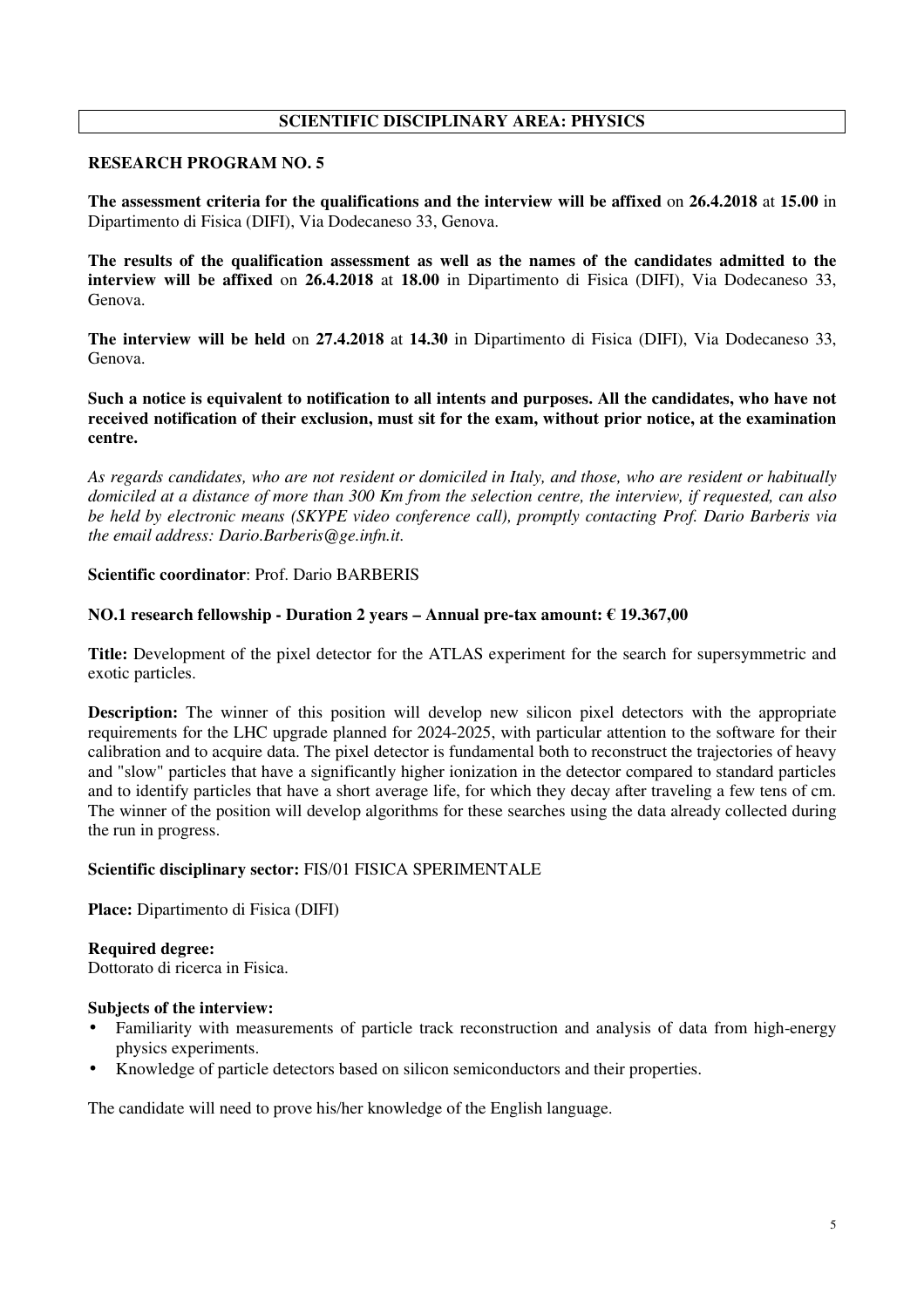## SCIENTIFIC DISCIPLINARY AREA: PHYSICS

### RESEARCH PROGRAM NO. 5

**The assessment criteria for the qualifications and the interview will be affixed** on **26.4.2018** at **15.00** in Dipartimento di Fisica (DIFI), Via Dodecaneso 33, Genova.

**The results of the qualification assessment as well as the names of the candidates admitted to the interview will be affixed** on **26.4.2018** at **18.00** in Dipartimento di Fisica (DIFI), Via Dodecaneso 33, Genova.

**The interview will be held** on **27.4.2018** at **14.30** in Dipartimento di Fisica (DIFI), Via Dodecaneso 33, Genova.

**Such a notice is equivalent to notification to all intents and purposes. All the candidates, who have not received notification of their exclusion, must sit for the exam, without prior notice, at the examination centre.**

*As regards candidates, who are not resident or domiciled in Italy, and those, who are resident or habitually domiciled at a distance of more than 300 Km from the selection centre, the interview, if requested, can also be held by electronic means (SKYPE video conference call), promptly contacting Prof. Dario Barberis via the email address: Dario.Barberis@ge.infn.it.*

**Scientific coordinator**: Prof. Dario BARBERIS

**NO.1 research fellowship - Duration 2 years – Annual pre-tax amount: € 19.367,00**

**Title:** Development of the pixel detector for the ATLAS experiment for the search for supersymmetric and exotic particles.

**Description:** The winner of this position will develop new silicon pixel detectors with the appropriate requirements for the LHC upgrade planned for 2024-2025, with particular attention to the software for their calibration and to acquire data. The pixel detector is fundamental both to reconstruct the trajectories of heavy and "slow" particles that have a significantly higher ionization in the detector compared to standard particles and to identify particles that have a short average life, for which they decay after traveling a few tens of cm. The winner of the position will develop algorithms for these searches using the data already collected during the run in progress.

**Scientific disciplinary sector:** FIS/01 FISICA SPERIMENTALE

**Place:** Dipartimento di Fisica (DIFI)

**Required degree:**
Dottorato di ricerca in Fisica.

**Subjects of the interview:**

- Familiarity with measurements of particle track reconstruction and analysis of data from high-energy physics experiments.
- Knowledge of particle detectors based on silicon semiconductors and their properties.

The candidate will need to prove his/her knowledge of the English language.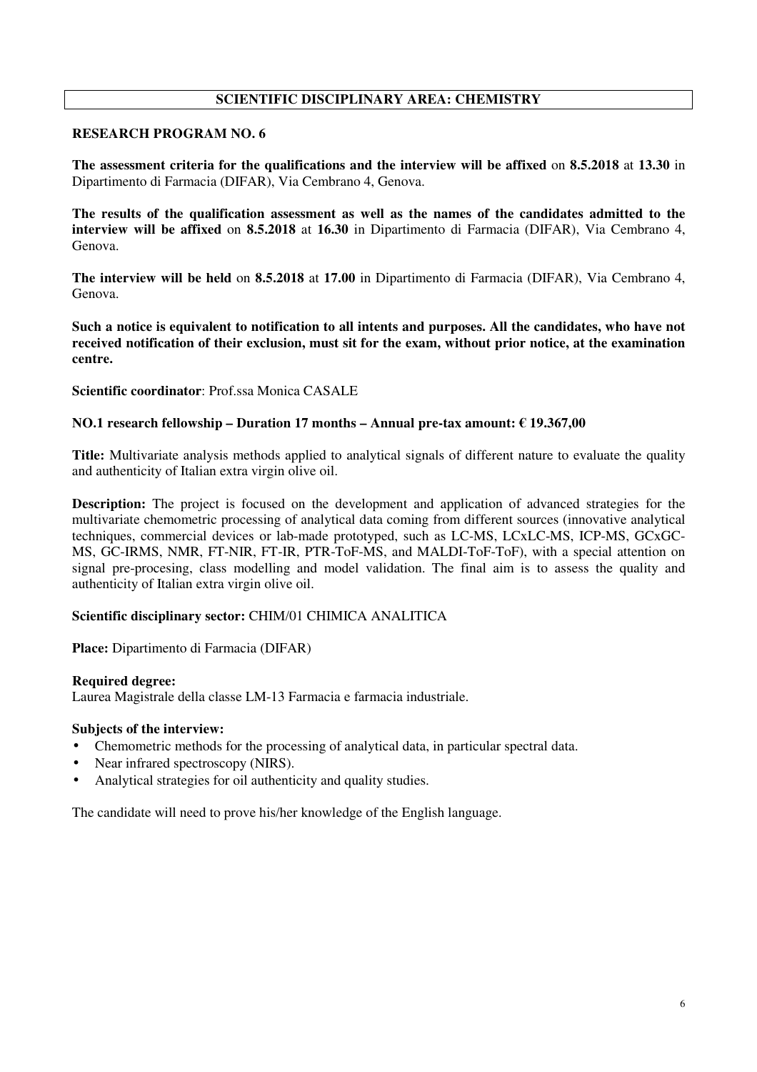## SCIENTIFIC DISCIPLINARY AREA: CHEMISTRY

**RESEARCH PROGRAM NO. 6**

**The assessment criteria for the qualifications and the interview will be affixed** on **8.5.2018** at **13.30** in Dipartimento di Farmacia (DIFAR), Via Cembrano 4, Genova.

**The results of the qualification assessment as well as the names of the candidates admitted to the interview will be affixed** on **8.5.2018** at **16.30** in Dipartimento di Farmacia (DIFAR), Via Cembrano 4, Genova.

**The interview will be held** on **8.5.2018** at **17.00** in Dipartimento di Farmacia (DIFAR), Via Cembrano 4, Genova.

**Such a notice is equivalent to notification to all intents and purposes. All the candidates, who have not received notification of their exclusion, must sit for the exam, without prior notice, at the examination centre.**

**Scientific coordinator**: Prof.ssa Monica CASALE

**NO.1 research fellowship – Duration 17 months – Annual pre-tax amount: € 19.367,00**

**Title:** Multivariate analysis methods applied to analytical signals of different nature to evaluate the quality and authenticity of Italian extra virgin olive oil.

**Description:** The project is focused on the development and application of advanced strategies for the multivariate chemometric processing of analytical data coming from different sources (innovative analytical techniques, commercial devices or lab-made prototyped, such as LC-MS, LCxLC-MS, ICP-MS, GCxGC-MS, GC-IRMS, NMR, FT-NIR, FT-IR, PTR-ToF-MS, and MALDI-ToF-ToF), with a special attention on signal pre-procesing, class modelling and model validation. The final aim is to assess the quality and authenticity of Italian extra virgin olive oil.

**Scientific disciplinary sector:** CHIM/01 CHIMICA ANALITICA

**Place:** Dipartimento di Farmacia (DIFAR)

**Required degree:**
Laurea Magistrale della classe LM-13 Farmacia e farmacia industriale.

**Subjects of the interview:**

- Chemometric methods for the processing of analytical data, in particular spectral data.
- Near infrared spectroscopy (NIRS).
- Analytical strategies for oil authenticity and quality studies.

The candidate will need to prove his/her knowledge of the English language.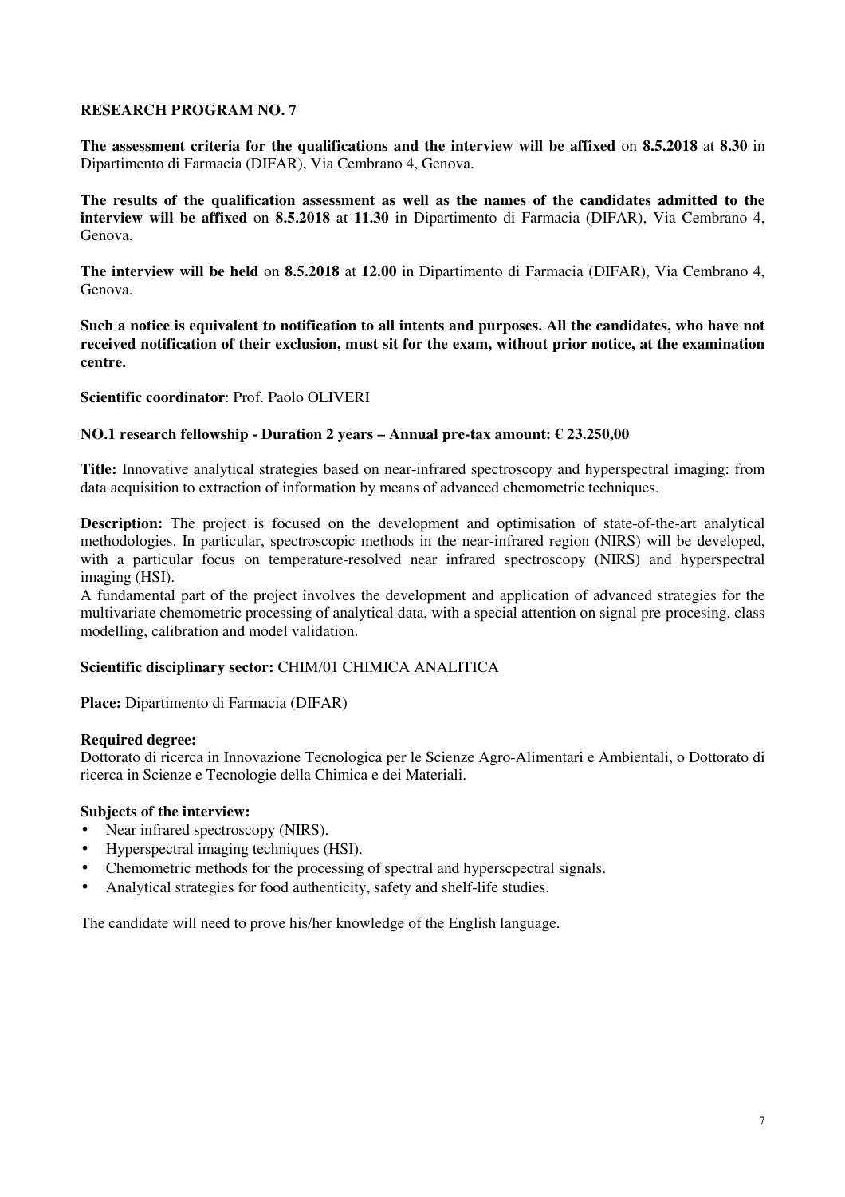**RESEARCH PROGRAM NO. 7**

**The assessment criteria for the qualifications and the interview will be affixed** on **8.5.2018** at **8.30** in Dipartimento di Farmacia (DIFAR), Via Cembrano 4, Genova.

**The results of the qualification assessment as well as the names of the candidates admitted to the interview will be affixed** on **8.5.2018** at **11.30** in Dipartimento di Farmacia (DIFAR), Via Cembrano 4, Genova.

**The interview will be held** on **8.5.2018** at **12.00** in Dipartimento di Farmacia (DIFAR), Via Cembrano 4, Genova.

**Such a notice is equivalent to notification to all intents and purposes. All the candidates, who have not received notification of their exclusion, must sit for the exam, without prior notice, at the examination centre.**

**Scientific coordinator**: Prof. Paolo OLIVERI

**NO.1 research fellowship - Duration 2 years – Annual pre-tax amount: € 23.250,00**

**Title:** Innovative analytical strategies based on near-infrared spectroscopy and hyperspectral imaging: from data acquisition to extraction of information by means of advanced chemometric techniques.

**Description:** The project is focused on the development and optimisation of state-of-the-art analytical methodologies. In particular, spectroscopic methods in the near-infrared region (NIRS) will be developed, with a particular focus on temperature-resolved near infrared spectroscopy (NIRS) and hyperspectral imaging (HSI).

A fundamental part of the project involves the development and application of advanced strategies for the multivariate chemometric processing of analytical data, with a special attention on signal pre-procesing, class modelling, calibration and model validation.

**Scientific disciplinary sector:** CHIM/01 CHIMICA ANALITICA

**Place:** Dipartimento di Farmacia (DIFAR)

**Required degree:**
Dottorato di ricerca in Innovazione Tecnologica per le Scienze Agro-Alimentari e Ambientali, o Dottorato di ricerca in Scienze e Tecnologie della Chimica e dei Materiali.

**Subjects of the interview:**

- Near infrared spectroscopy (NIRS).
- Hyperspectral imaging techniques (HSI).
- Chemometric methods for the processing of spectral and hyperscpectral signals.
- Analytical strategies for food authenticity, safety and shelf-life studies.

The candidate will need to prove his/her knowledge of the English language.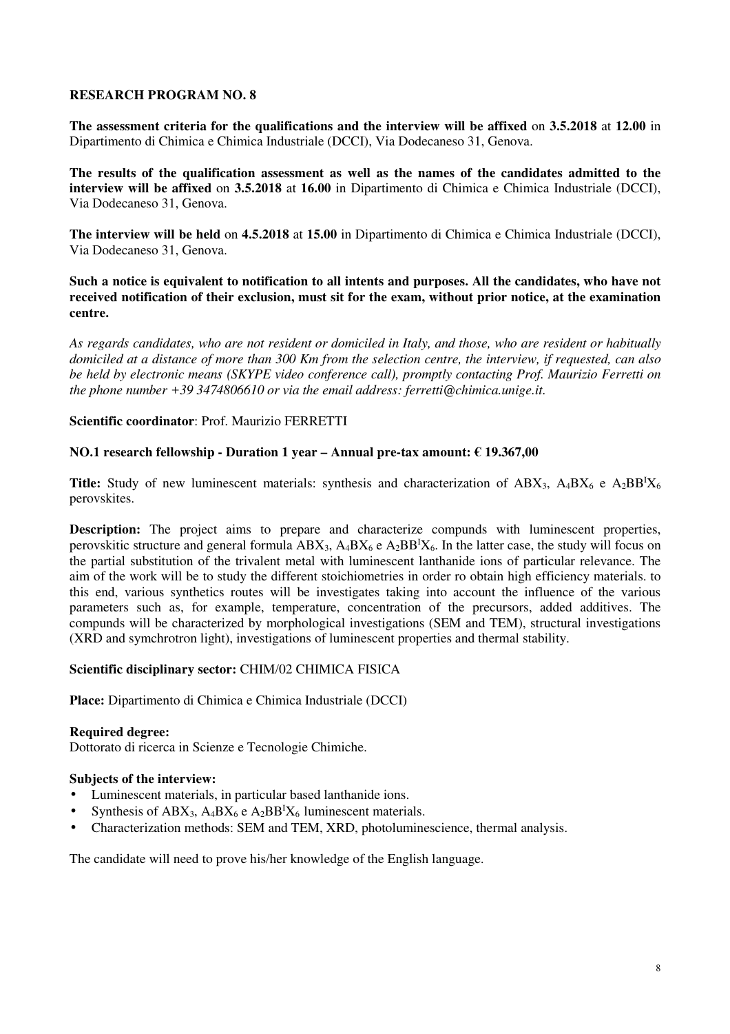**RESEARCH PROGRAM NO. 8**

**The assessment criteria for the qualifications and the interview will be affixed** on **3.5.2018** at **12.00** in Dipartimento di Chimica e Chimica Industriale (DCCI), Via Dodecaneso 31, Genova.

**The results of the qualification assessment as well as the names of the candidates admitted to the interview will be affixed** on **3.5.2018** at **16.00** in Dipartimento di Chimica e Chimica Industriale (DCCI), Via Dodecaneso 31, Genova.

**The interview will be held** on **4.5.2018** at **15.00** in Dipartimento di Chimica e Chimica Industriale (DCCI), Via Dodecaneso 31, Genova.

**Such a notice is equivalent to notification to all intents and purposes. All the candidates, who have not received notification of their exclusion, must sit for the exam, without prior notice, at the examination centre.**

*As regards candidates, who are not resident or domiciled in Italy, and those, who are resident or habitually domiciled at a distance of more than 300 Km from the selection centre, the interview, if requested, can also be held by electronic means (SKYPE video conference call), promptly contacting Prof. Maurizio Ferretti on the phone number +39 3474806610 or via the email address: ferretti@chimica.unige.it.*

**Scientific coordinator**: Prof. Maurizio FERRETTI

**NO.1 research fellowship - Duration 1 year – Annual pre-tax amount: € 19.367,00**

**Title:** Study of new luminescent materials: synthesis and characterization of $ABX_3$, $A_4BX_6$ e $A_2BB^IX_6$ perovskites.

**Description:** The project aims to prepare and characterize compunds with luminescent properties, perovskitic structure and general formula $ABX_3$, $A_4BX_6$ e $A_2BB^IX_6$. In the latter case, the study will focus on the partial substitution of the trivalent metal with luminescent lanthanide ions of particular relevance. The aim of the work will be to study the different stoichiometries in order ro obtain high efficiency materials. to this end, various synthetics routes will be investigates taking into account the influence of the various parameters such as, for example, temperature, concentration of the precursors, added additives. The compunds will be characterized by morphological investigations (SEM and TEM), structural investigations (XRD and symchrotron light), investigations of luminescent properties and thermal stability.

**Scientific disciplinary sector:** CHIM/02 CHIMICA FISICA

**Place:** Dipartimento di Chimica e Chimica Industriale (DCCI)

**Required degree:**
Dottorato di ricerca in Scienze e Tecnologie Chimiche.

**Subjects of the interview:**

- Luminescent materials, in particular based lanthanide ions.
- Synthesis of $ABX_3$, $A_4BX_6$ e $A_2BB^IX_6$ luminescent materials.
- Characterization methods: SEM and TEM, XRD, photoluminescience, thermal analysis.

The candidate will need to prove his/her knowledge of the English language.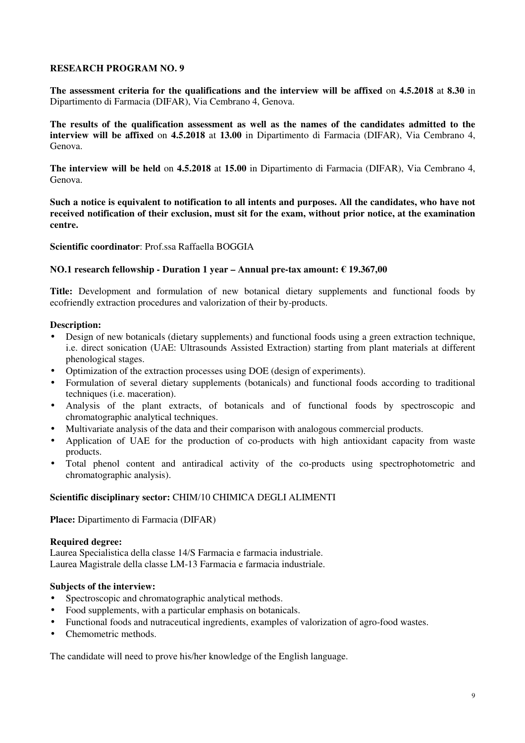**RESEARCH PROGRAM NO. 9**

**The assessment criteria for the qualifications and the interview will be affixed** on **4.5.2018** at **8.30** in Dipartimento di Farmacia (DIFAR), Via Cembrano 4, Genova.

**The results of the qualification assessment as well as the names of the candidates admitted to the interview will be affixed** on **4.5.2018** at **13.00** in Dipartimento di Farmacia (DIFAR), Via Cembrano 4, Genova.

**The interview will be held** on **4.5.2018** at **15.00** in Dipartimento di Farmacia (DIFAR), Via Cembrano 4, Genova.

**Such a notice is equivalent to notification to all intents and purposes. All the candidates, who have not received notification of their exclusion, must sit for the exam, without prior notice, at the examination centre.**

**Scientific coordinator**: Prof.ssa Raffaella BOGGIA

**NO.1 research fellowship - Duration 1 year – Annual pre-tax amount: € 19.367,00**

**Title:** Development and formulation of new botanical dietary supplements and functional foods by ecofriendly extraction procedures and valorization of their by-products.

**Description:**

- Design of new botanicals (dietary supplements) and functional foods using a green extraction technique, i.e. direct sonication (UAE: Ultrasounds Assisted Extraction) starting from plant materials at different phenological stages.
- Optimization of the extraction processes using DOE (design of experiments).
- Formulation of several dietary supplements (botanicals) and functional foods according to traditional techniques (i.e. maceration).
- Analysis of the plant extracts, of botanicals and of functional foods by spectroscopic and chromatographic analytical techniques.
- Multivariate analysis of the data and their comparison with analogous commercial products.
- Application of UAE for the production of co-products with high antioxidant capacity from waste products.
- Total phenol content and antiradical activity of the co-products using spectrophotometric and chromatographic analysis).

**Scientific disciplinary sector:** CHIM/10 CHIMICA DEGLI ALIMENTI

**Place:** Dipartimento di Farmacia (DIFAR)

**Required degree:**
Laurea Specialistica della classe 14/S Farmacia e farmacia industriale.
Laurea Magistrale della classe LM-13 Farmacia e farmacia industriale.

**Subjects of the interview:**

- Spectroscopic and chromatographic analytical methods.
- Food supplements, with a particular emphasis on botanicals.
- Functional foods and nutraceutical ingredients, examples of valorization of agro-food wastes.
- Chemometric methods.

The candidate will need to prove his/her knowledge of the English language.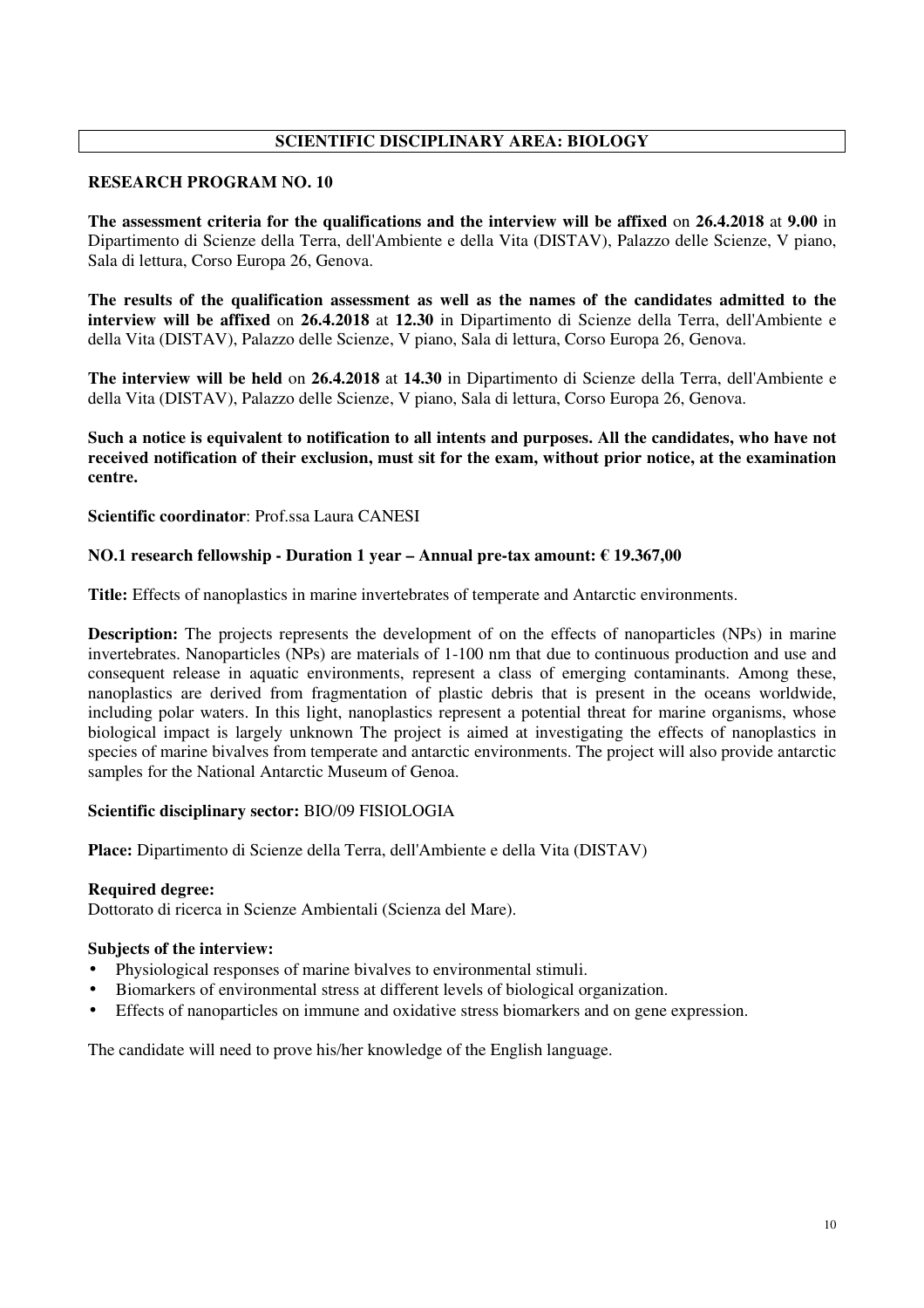## SCIENTIFIC DISCIPLINARY AREA: BIOLOGY

**RESEARCH PROGRAM NO. 10**

**The assessment criteria for the qualifications and the interview will be affixed** on **26.4.2018** at **9.00** in Dipartimento di Scienze della Terra, dell'Ambiente e della Vita (DISTAV), Palazzo delle Scienze, V piano, Sala di lettura, Corso Europa 26, Genova.

**The results of the qualification assessment as well as the names of the candidates admitted to the interview will be affixed** on **26.4.2018** at **12.30** in Dipartimento di Scienze della Terra, dell'Ambiente e della Vita (DISTAV), Palazzo delle Scienze, V piano, Sala di lettura, Corso Europa 26, Genova.

**The interview will be held** on **26.4.2018** at **14.30** in Dipartimento di Scienze della Terra, dell'Ambiente e della Vita (DISTAV), Palazzo delle Scienze, V piano, Sala di lettura, Corso Europa 26, Genova.

**Such a notice is equivalent to notification to all intents and purposes. All the candidates, who have not received notification of their exclusion, must sit for the exam, without prior notice, at the examination centre.**

**Scientific coordinator**: Prof.ssa Laura CANESI

**NO.1 research fellowship - Duration 1 year – Annual pre-tax amount: € 19.367,00**

**Title:** Effects of nanoplastics in marine invertebrates of temperate and Antarctic environments.

**Description:** The projects represents the development of on the effects of nanoparticles (NPs) in marine invertebrates. Nanoparticles (NPs) are materials of 1-100 nm that due to continuous production and use and consequent release in aquatic environments, represent a class of emerging contaminants. Among these, nanoplastics are derived from fragmentation of plastic debris that is present in the oceans worldwide, including polar waters. In this light, nanoplastics represent a potential threat for marine organisms, whose biological impact is largely unknown The project is aimed at investigating the effects of nanoplastics in species of marine bivalves from temperate and antarctic environments. The project will also provide antarctic samples for the National Antarctic Museum of Genoa.

**Scientific disciplinary sector:** BIO/09 FISIOLOGIA

**Place:** Dipartimento di Scienze della Terra, dell'Ambiente e della Vita (DISTAV)

**Required degree:**
Dottorato di ricerca in Scienze Ambientali (Scienza del Mare).

**Subjects of the interview:**

- Physiological responses of marine bivalves to environmental stimuli.
- Biomarkers of environmental stress at different levels of biological organization.
- Effects of nanoparticles on immune and oxidative stress biomarkers and on gene expression.

The candidate will need to prove his/her knowledge of the English language.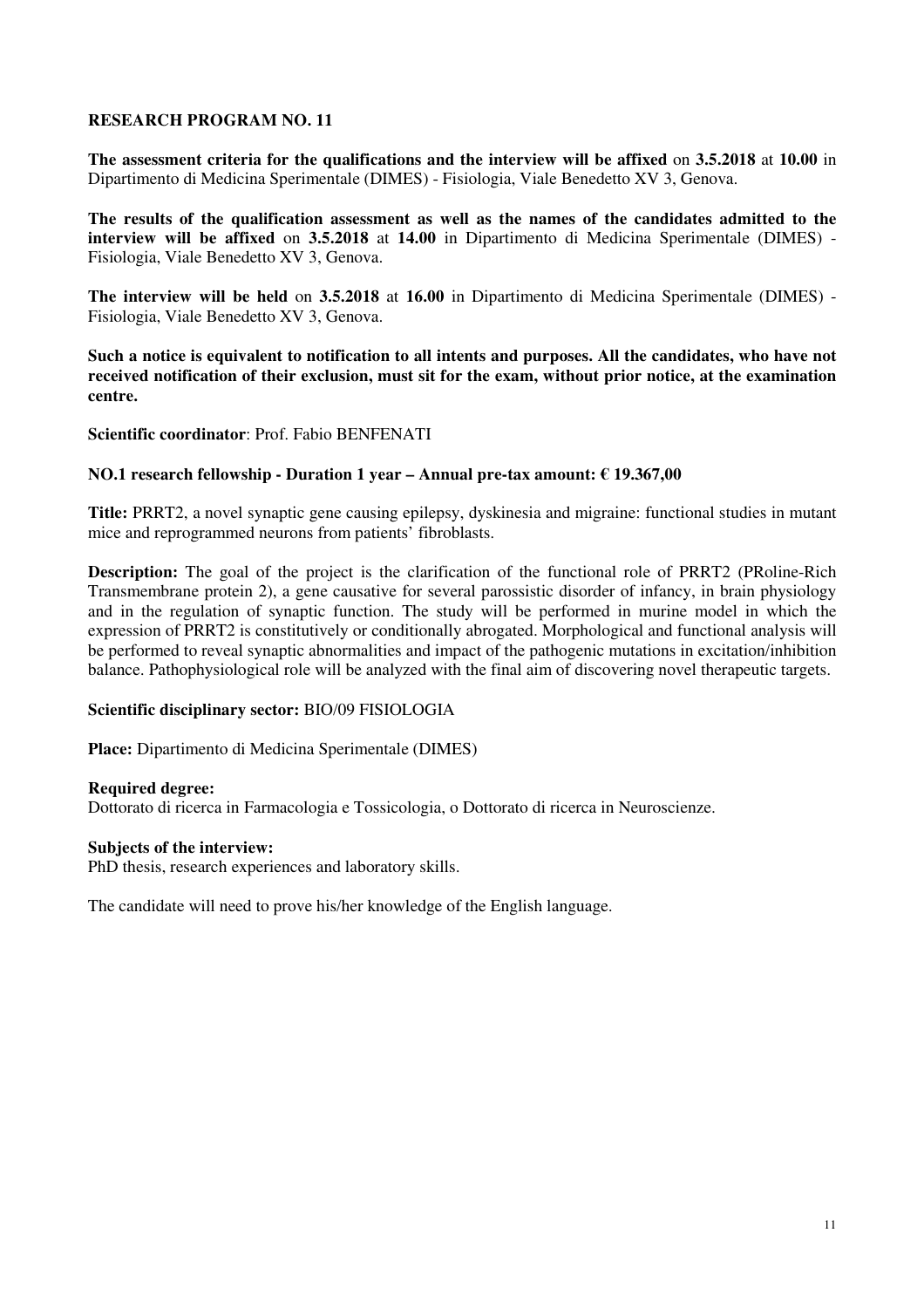## RESEARCH PROGRAM NO. 11

**The assessment criteria for the qualifications and the interview will be affixed** on **3.5.2018** at **10.00** in Dipartimento di Medicina Sperimentale (DIMES) - Fisiologia, Viale Benedetto XV 3, Genova.

**The results of the qualification assessment as well as the names of the candidates admitted to the interview will be affixed** on **3.5.2018** at **14.00** in Dipartimento di Medicina Sperimentale (DIMES) - Fisiologia, Viale Benedetto XV 3, Genova.

**The interview will be held** on **3.5.2018** at **16.00** in Dipartimento di Medicina Sperimentale (DIMES) - Fisiologia, Viale Benedetto XV 3, Genova.

**Such a notice is equivalent to notification to all intents and purposes. All the candidates, who have not received notification of their exclusion, must sit for the exam, without prior notice, at the examination centre.**

**Scientific coordinator**: Prof. Fabio BENFENATI

**NO.1 research fellowship - Duration 1 year – Annual pre-tax amount: € 19.367,00**

**Title:** PRRT2, a novel synaptic gene causing epilepsy, dyskinesia and migraine: functional studies in mutant mice and reprogrammed neurons from patients' fibroblasts.

**Description:** The goal of the project is the clarification of the functional role of PRRT2 (PRoline-Rich Transmembrane protein 2), a gene causative for several parossistic disorder of infancy, in brain physiology and in the regulation of synaptic function. The study will be performed in murine model in which the expression of PRRT2 is constitutively or conditionally abrogated. Morphological and functional analysis will be performed to reveal synaptic abnormalities and impact of the pathogenic mutations in excitation/inhibition balance. Pathophysiological role will be analyzed with the final aim of discovering novel therapeutic targets.

**Scientific disciplinary sector:** BIO/09 FISIOLOGIA

**Place:** Dipartimento di Medicina Sperimentale (DIMES)

**Required degree:**
Dottorato di ricerca in Farmacologia e Tossicologia, o Dottorato di ricerca in Neuroscienze.

**Subjects of the interview:**
PhD thesis, research experiences and laboratory skills.

The candidate will need to prove his/her knowledge of the English language.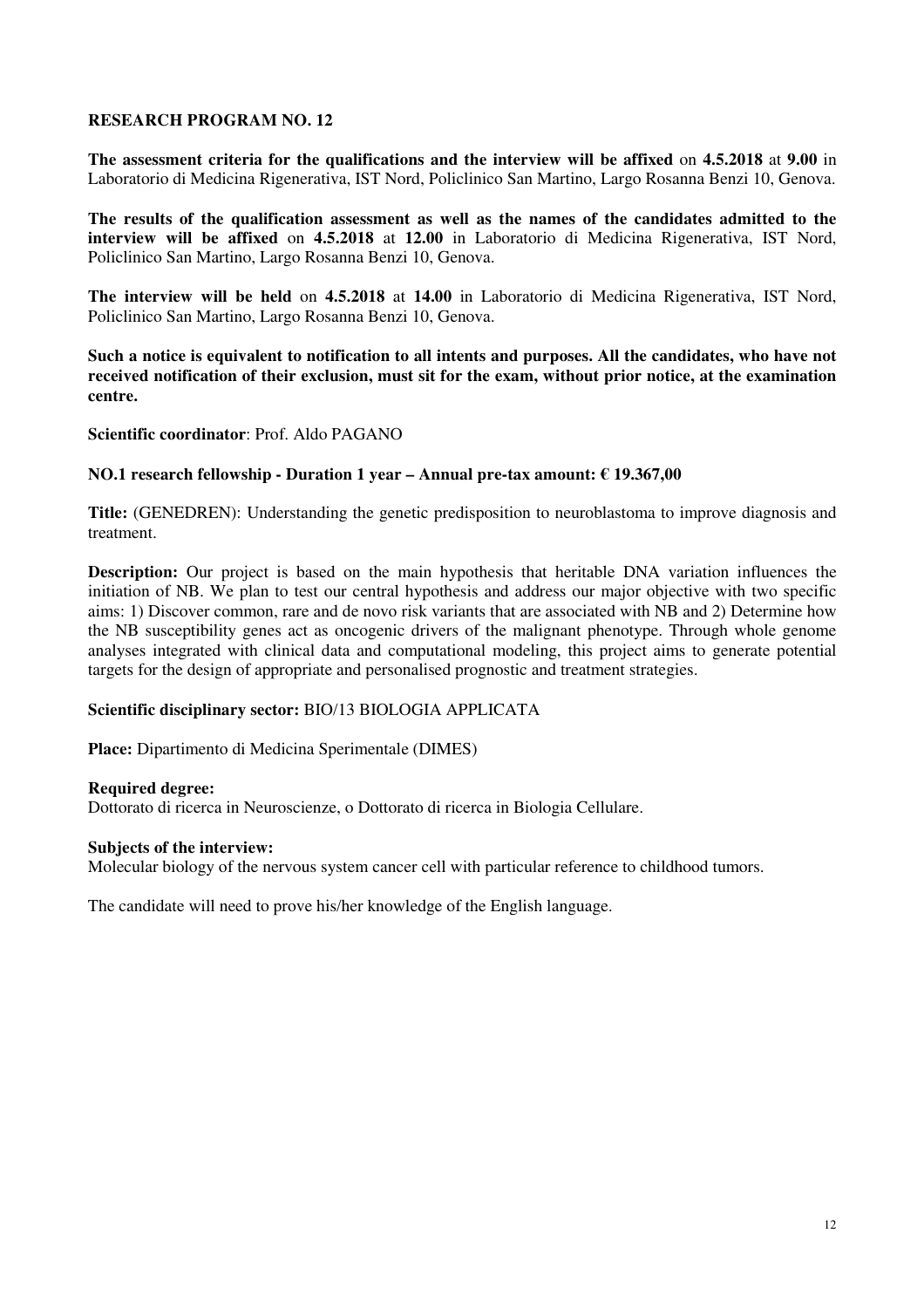**RESEARCH PROGRAM NO. 12**

**The assessment criteria for the qualifications and the interview will be affixed** on **4.5.2018** at **9.00** in Laboratorio di Medicina Rigenerativa, IST Nord, Policlinico San Martino, Largo Rosanna Benzi 10, Genova.

**The results of the qualification assessment as well as the names of the candidates admitted to the interview will be affixed** on **4.5.2018** at **12.00** in Laboratorio di Medicina Rigenerativa, IST Nord, Policlinico San Martino, Largo Rosanna Benzi 10, Genova.

**The interview will be held** on **4.5.2018** at **14.00** in Laboratorio di Medicina Rigenerativa, IST Nord, Policlinico San Martino, Largo Rosanna Benzi 10, Genova.

**Such a notice is equivalent to notification to all intents and purposes. All the candidates, who have not received notification of their exclusion, must sit for the exam, without prior notice, at the examination centre.**

**Scientific coordinator**: Prof. Aldo PAGANO

**NO.1 research fellowship - Duration 1 year – Annual pre-tax amount: € 19.367,00**

**Title:** (GENEDREN): Understanding the genetic predisposition to neuroblastoma to improve diagnosis and treatment.

**Description:** Our project is based on the main hypothesis that heritable DNA variation influences the initiation of NB. We plan to test our central hypothesis and address our major objective with two specific aims: 1) Discover common, rare and de novo risk variants that are associated with NB and 2) Determine how the NB susceptibility genes act as oncogenic drivers of the malignant phenotype. Through whole genome analyses integrated with clinical data and computational modeling, this project aims to generate potential targets for the design of appropriate and personalised prognostic and treatment strategies.

**Scientific disciplinary sector:** BIO/13 BIOLOGIA APPLICATA

**Place:** Dipartimento di Medicina Sperimentale (DIMES)

**Required degree:**
Dottorato di ricerca in Neuroscienze, o Dottorato di ricerca in Biologia Cellulare.

**Subjects of the interview:**
Molecular biology of the nervous system cancer cell with particular reference to childhood tumors.

The candidate will need to prove his/her knowledge of the English language.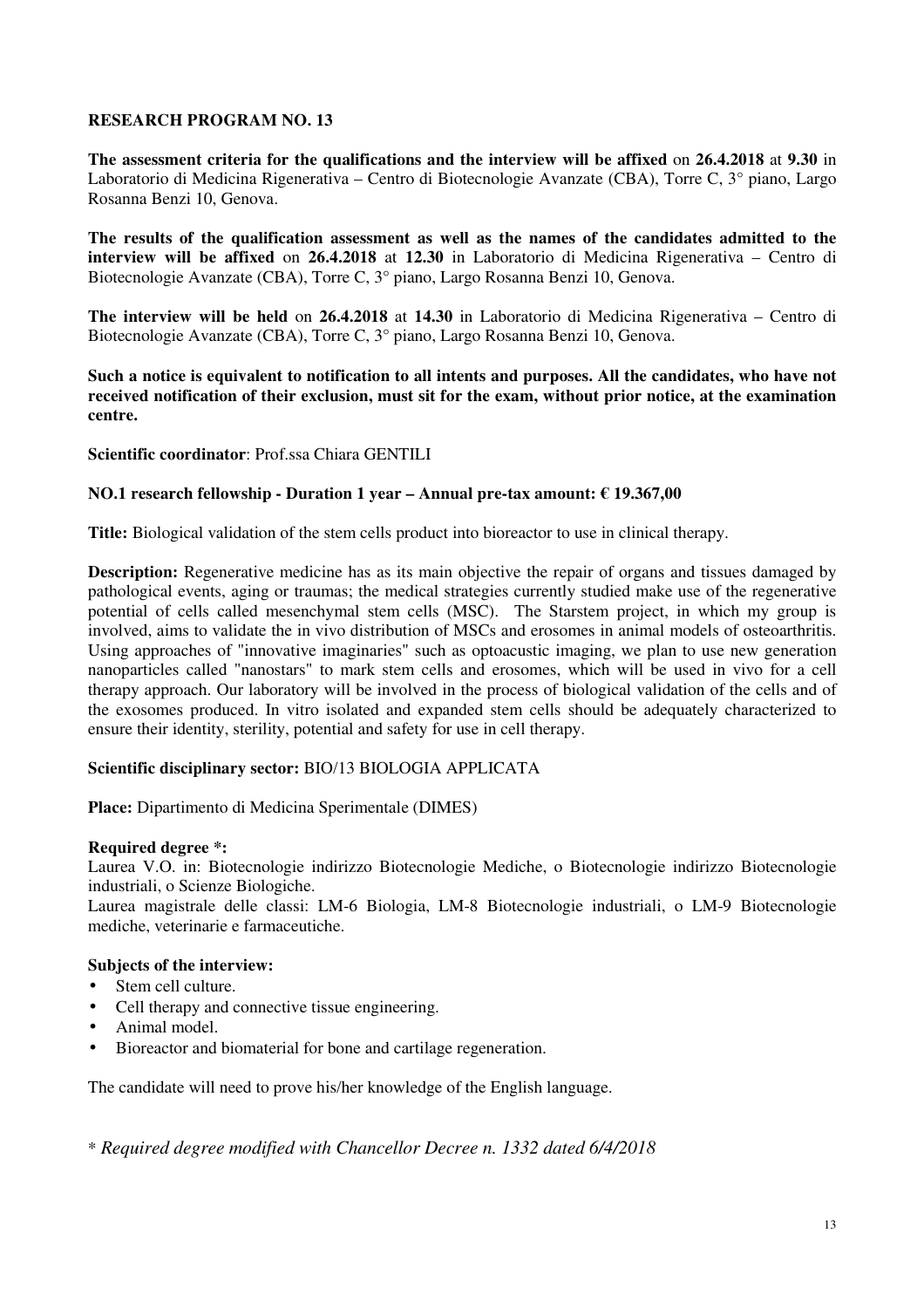## RESEARCH PROGRAM NO. 13

**The assessment criteria for the qualifications and the interview will be affixed** on **26.4.2018** at **9.30** in Laboratorio di Medicina Rigenerativa – Centro di Biotecnologie Avanzate (CBA), Torre C, 3° piano, Largo Rosanna Benzi 10, Genova.

**The results of the qualification assessment as well as the names of the candidates admitted to the interview will be affixed** on **26.4.2018** at **12.30** in Laboratorio di Medicina Rigenerativa – Centro di Biotecnologie Avanzate (CBA), Torre C, 3° piano, Largo Rosanna Benzi 10, Genova.

**The interview will be held** on **26.4.2018** at **14.30** in Laboratorio di Medicina Rigenerativa – Centro di Biotecnologie Avanzate (CBA), Torre C, 3° piano, Largo Rosanna Benzi 10, Genova.

**Such a notice is equivalent to notification to all intents and purposes. All the candidates, who have not received notification of their exclusion, must sit for the exam, without prior notice, at the examination centre.**

**Scientific coordinator**: Prof.ssa Chiara GENTILI

**NO.1 research fellowship - Duration 1 year – Annual pre-tax amount: € 19.367,00**

**Title:** Biological validation of the stem cells product into bioreactor to use in clinical therapy.

**Description:** Regenerative medicine has as its main objective the repair of organs and tissues damaged by pathological events, aging or traumas; the medical strategies currently studied make use of the regenerative potential of cells called mesenchymal stem cells (MSC). The Starstem project, in which my group is involved, aims to validate the in vivo distribution of MSCs and erosomes in animal models of osteoarthritis. Using approaches of "innovative imaginaries" such as optoacustic imaging, we plan to use new generation nanoparticles called "nanostars" to mark stem cells and erosomes, which will be used in vivo for a cell therapy approach. Our laboratory will be involved in the process of biological validation of the cells and of the exosomes produced. In vitro isolated and expanded stem cells should be adequately characterized to ensure their identity, sterility, potential and safety for use in cell therapy.

**Scientific disciplinary sector:** BIO/13 BIOLOGIA APPLICATA

**Place:** Dipartimento di Medicina Sperimentale (DIMES)

**Required degree *:**
Laurea V.O. in: Biotecnologie indirizzo Biotecnologie Mediche, o Biotecnologie indirizzo Biotecnologie industriali, o Scienze Biologiche.
Laurea magistrale delle classi: LM-6 Biologia, LM-8 Biotecnologie industriali, o LM-9 Biotecnologie mediche, veterinarie e farmaceutiche.

**Subjects of the interview:**
- Stem cell culture.
- Cell therapy and connective tissue engineering.
- Animal model.
- Bioreactor and biomaterial for bone and cartilage regeneration.

The candidate will need to prove his/her knowledge of the English language.

* *Required degree modified with Chancellor Decree n. 1332 dated 6/4/2018*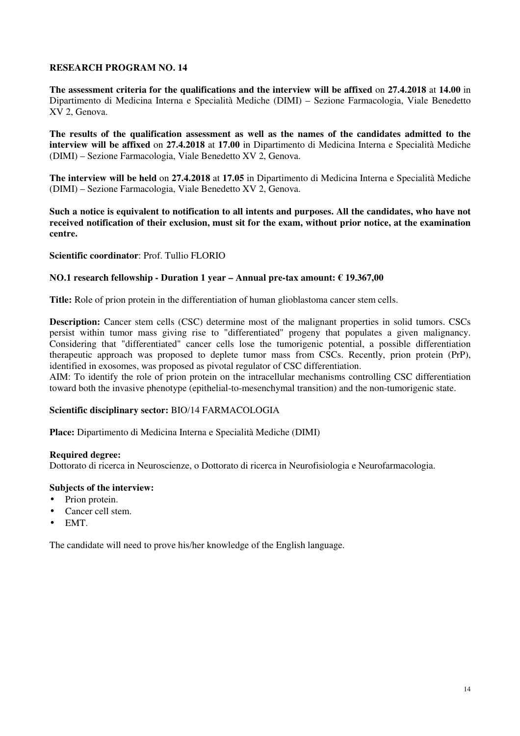## RESEARCH PROGRAM NO. 14

**The assessment criteria for the qualifications and the interview will be affixed** on **27.4.2018** at **14.00** in Dipartimento di Medicina Interna e Specialità Mediche (DIMI) – Sezione Farmacologia, Viale Benedetto XV 2, Genova.

**The results of the qualification assessment as well as the names of the candidates admitted to the interview will be affixed** on **27.4.2018** at **17.00** in Dipartimento di Medicina Interna e Specialità Mediche (DIMI) – Sezione Farmacologia, Viale Benedetto XV 2, Genova.

**The interview will be held** on **27.4.2018** at **17.05** in Dipartimento di Medicina Interna e Specialità Mediche (DIMI) – Sezione Farmacologia, Viale Benedetto XV 2, Genova.

**Such a notice is equivalent to notification to all intents and purposes. All the candidates, who have not received notification of their exclusion, must sit for the exam, without prior notice, at the examination centre.**

**Scientific coordinator**: Prof. Tullio FLORIO

**NO.1 research fellowship - Duration 1 year – Annual pre-tax amount: € 19.367,00**

**Title:** Role of prion protein in the differentiation of human glioblastoma cancer stem cells.

**Description:** Cancer stem cells (CSC) determine most of the malignant properties in solid tumors. CSCs persist within tumor mass giving rise to "differentiated" progeny that populates a given malignancy. Considering that "differentiated" cancer cells lose the tumorigenic potential, a possible differentiation therapeutic approach was proposed to deplete tumor mass from CSCs. Recently, prion protein (PrP), identified in exosomes, was proposed as pivotal regulator of CSC differentiation.
AIM: To identify the role of prion protein on the intracellular mechanisms controlling CSC differentiation toward both the invasive phenotype (epithelial-to-mesenchymal transition) and the non-tumorigenic state.

**Scientific disciplinary sector:** BIO/14 FARMACOLOGIA

**Place:** Dipartimento di Medicina Interna e Specialità Mediche (DIMI)

**Required degree:**
Dottorato di ricerca in Neuroscienze, o Dottorato di ricerca in Neurofisiologia e Neurofarmacologia.

**Subjects of the interview:**

- Prion protein.
- Cancer cell stem.
- EMT.

The candidate will need to prove his/her knowledge of the English language.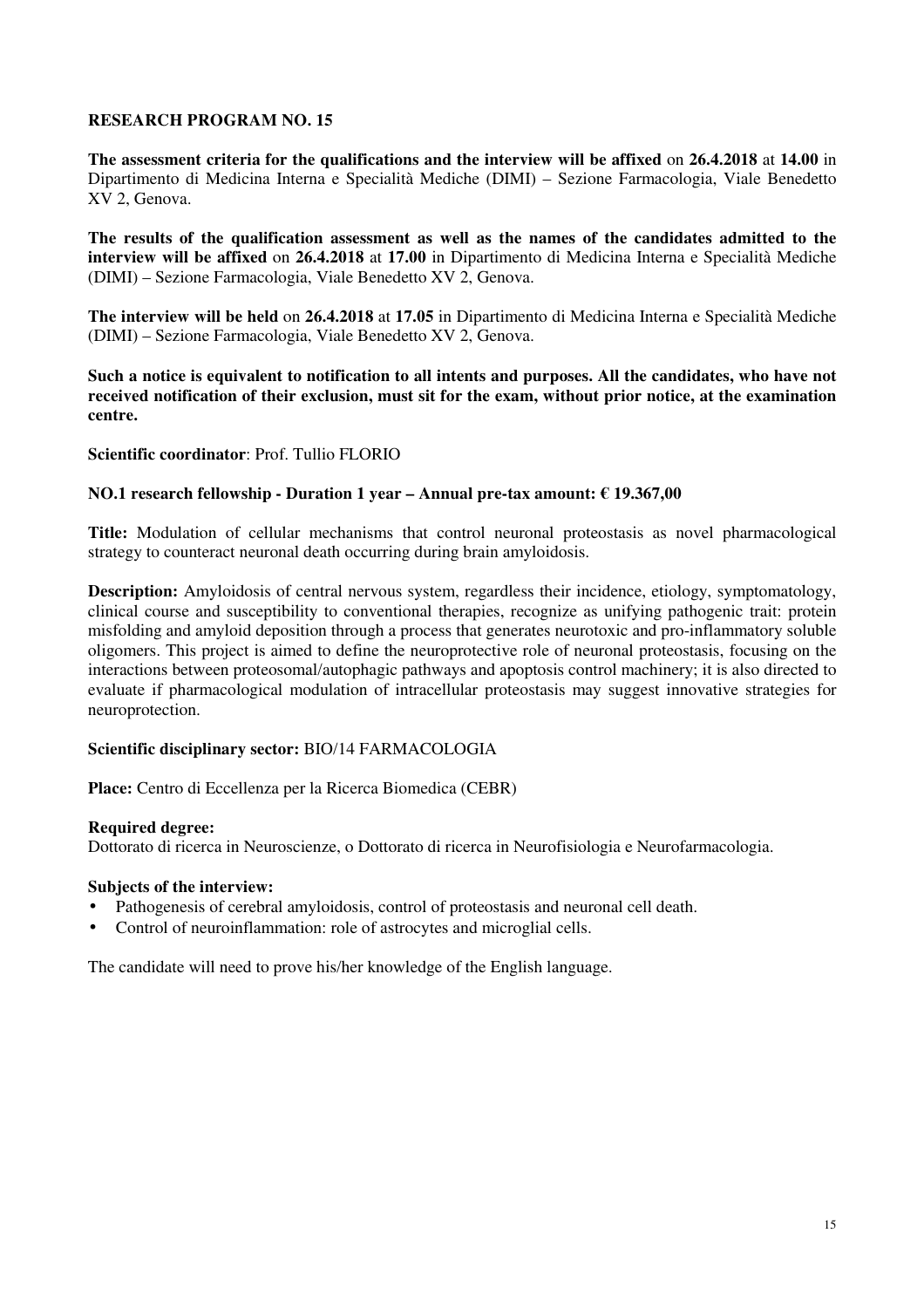**RESEARCH PROGRAM NO. 15**

**The assessment criteria for the qualifications and the interview will be affixed** on **26.4.2018** at **14.00** in Dipartimento di Medicina Interna e Specialità Mediche (DIMI) – Sezione Farmacologia, Viale Benedetto XV 2, Genova.

**The results of the qualification assessment as well as the names of the candidates admitted to the interview will be affixed** on **26.4.2018** at **17.00** in Dipartimento di Medicina Interna e Specialità Mediche (DIMI) – Sezione Farmacologia, Viale Benedetto XV 2, Genova.

**The interview will be held** on **26.4.2018** at **17.05** in Dipartimento di Medicina Interna e Specialità Mediche (DIMI) – Sezione Farmacologia, Viale Benedetto XV 2, Genova.

**Such a notice is equivalent to notification to all intents and purposes. All the candidates, who have not received notification of their exclusion, must sit for the exam, without prior notice, at the examination centre.**

**Scientific coordinator**: Prof. Tullio FLORIO

**NO.1 research fellowship - Duration 1 year – Annual pre-tax amount: € 19.367,00**

**Title:** Modulation of cellular mechanisms that control neuronal proteostasis as novel pharmacological strategy to counteract neuronal death occurring during brain amyloidosis.

**Description:** Amyloidosis of central nervous system, regardless their incidence, etiology, symptomatology, clinical course and susceptibility to conventional therapies, recognize as unifying pathogenic trait: protein misfolding and amyloid deposition through a process that generates neurotoxic and pro-inflammatory soluble oligomers. This project is aimed to define the neuroprotective role of neuronal proteostasis, focusing on the interactions between proteosomal/autophagic pathways and apoptosis control machinery; it is also directed to evaluate if pharmacological modulation of intracellular proteostasis may suggest innovative strategies for neuroprotection.

**Scientific disciplinary sector:** BIO/14 FARMACOLOGIA

**Place:** Centro di Eccellenza per la Ricerca Biomedica (CEBR)

**Required degree:**
Dottorato di ricerca in Neuroscienze, o Dottorato di ricerca in Neurofisiologia e Neurofarmacologia.

**Subjects of the interview:**

- Pathogenesis of cerebral amyloidosis, control of proteostasis and neuronal cell death.
- Control of neuroinflammation: role of astrocytes and microglial cells.

The candidate will need to prove his/her knowledge of the English language.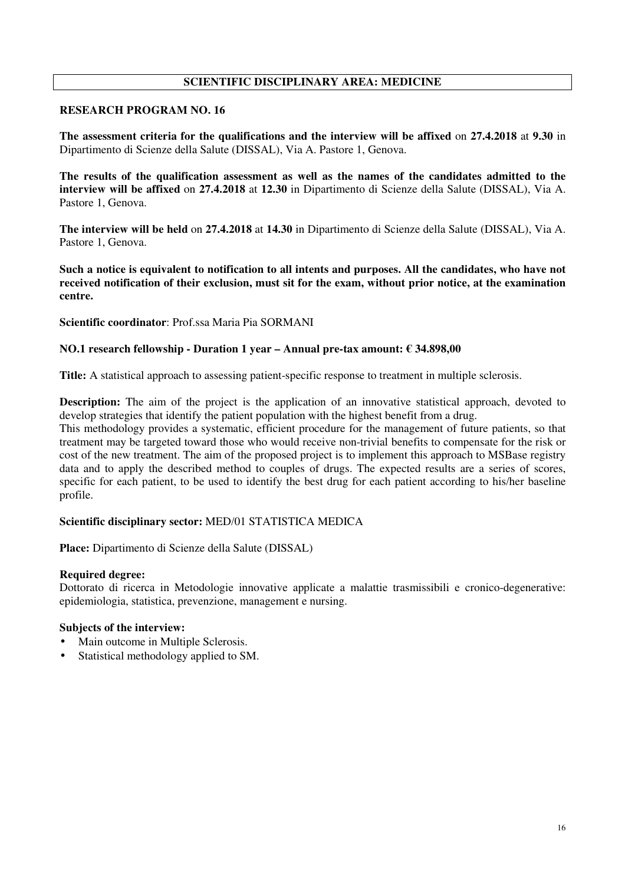## SCIENTIFIC DISCIPLINARY AREA: MEDICINE

### RESEARCH PROGRAM NO. 16

**The assessment criteria for the qualifications and the interview will be affixed** on **27.4.2018** at **9.30** in Dipartimento di Scienze della Salute (DISSAL), Via A. Pastore 1, Genova.

**The results of the qualification assessment as well as the names of the candidates admitted to the interview will be affixed** on **27.4.2018** at **12.30** in Dipartimento di Scienze della Salute (DISSAL), Via A. Pastore 1, Genova.

**The interview will be held** on **27.4.2018** at **14.30** in Dipartimento di Scienze della Salute (DISSAL), Via A. Pastore 1, Genova.

**Such a notice is equivalent to notification to all intents and purposes. All the candidates, who have not received notification of their exclusion, must sit for the exam, without prior notice, at the examination centre.**

**Scientific coordinator**: Prof.ssa Maria Pia SORMANI

**NO.1 research fellowship - Duration 1 year – Annual pre-tax amount: € 34.898,00**

**Title:** A statistical approach to assessing patient-specific response to treatment in multiple sclerosis.

**Description:** The aim of the project is the application of an innovative statistical approach, devoted to develop strategies that identify the patient population with the highest benefit from a drug.
This methodology provides a systematic, efficient procedure for the management of future patients, so that treatment may be targeted toward those who would receive non-trivial benefits to compensate for the risk or cost of the new treatment. The aim of the proposed project is to implement this approach to MSBase registry data and to apply the described method to couples of drugs. The expected results are a series of scores, specific for each patient, to be used to identify the best drug for each patient according to his/her baseline profile.

**Scientific disciplinary sector:** MED/01 STATISTICA MEDICA

**Place:** Dipartimento di Scienze della Salute (DISSAL)

**Required degree:**
Dottorato di ricerca in Metodologie innovative applicate a malattie trasmissibili e cronico-degenerative: epidemiologia, statistica, prevenzione, management e nursing.

**Subjects of the interview:**
- Main outcome in Multiple Sclerosis.
- Statistical methodology applied to SM.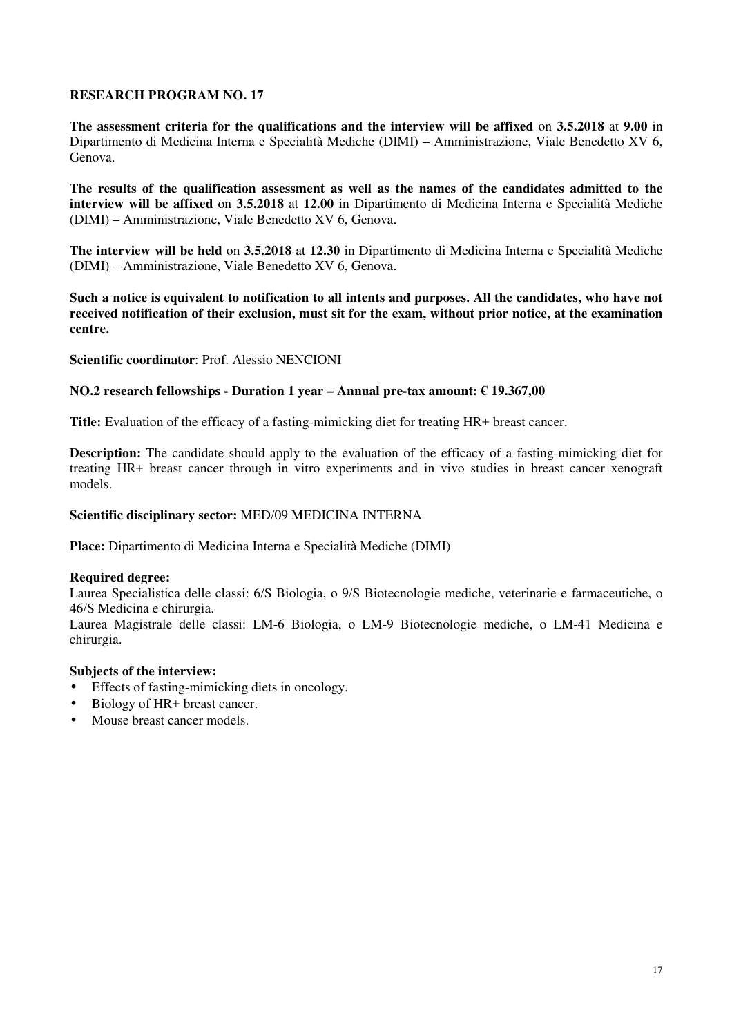**RESEARCH PROGRAM NO. 17**

**The assessment criteria for the qualifications and the interview will be affixed** on **3.5.2018** at **9.00** in Dipartimento di Medicina Interna e Specialità Mediche (DIMI) – Amministrazione, Viale Benedetto XV 6, Genova.

**The results of the qualification assessment as well as the names of the candidates admitted to the interview will be affixed** on **3.5.2018** at **12.00** in Dipartimento di Medicina Interna e Specialità Mediche (DIMI) – Amministrazione, Viale Benedetto XV 6, Genova.

**The interview will be held** on **3.5.2018** at **12.30** in Dipartimento di Medicina Interna e Specialità Mediche (DIMI) – Amministrazione, Viale Benedetto XV 6, Genova.

**Such a notice is equivalent to notification to all intents and purposes. All the candidates, who have not received notification of their exclusion, must sit for the exam, without prior notice, at the examination centre.**

**Scientific coordinator**: Prof. Alessio NENCIONI

**NO.2 research fellowships - Duration 1 year – Annual pre-tax amount: € 19.367,00**

**Title:** Evaluation of the efficacy of a fasting-mimicking diet for treating HR+ breast cancer.

**Description:** The candidate should apply to the evaluation of the efficacy of a fasting-mimicking diet for treating HR+ breast cancer through in vitro experiments and in vivo studies in breast cancer xenograft models.

**Scientific disciplinary sector:** MED/09 MEDICINA INTERNA

**Place:** Dipartimento di Medicina Interna e Specialità Mediche (DIMI)

**Required degree:**
Laurea Specialistica delle classi: 6/S Biologia, o 9/S Biotecnologie mediche, veterinarie e farmaceutiche, o 46/S Medicina e chirurgia.
Laurea Magistrale delle classi: LM-6 Biologia, o LM-9 Biotecnologie mediche, o LM-41 Medicina e chirurgia.

**Subjects of the interview:**
- Effects of fasting-mimicking diets in oncology.
- Biology of HR+ breast cancer.
- Mouse breast cancer models.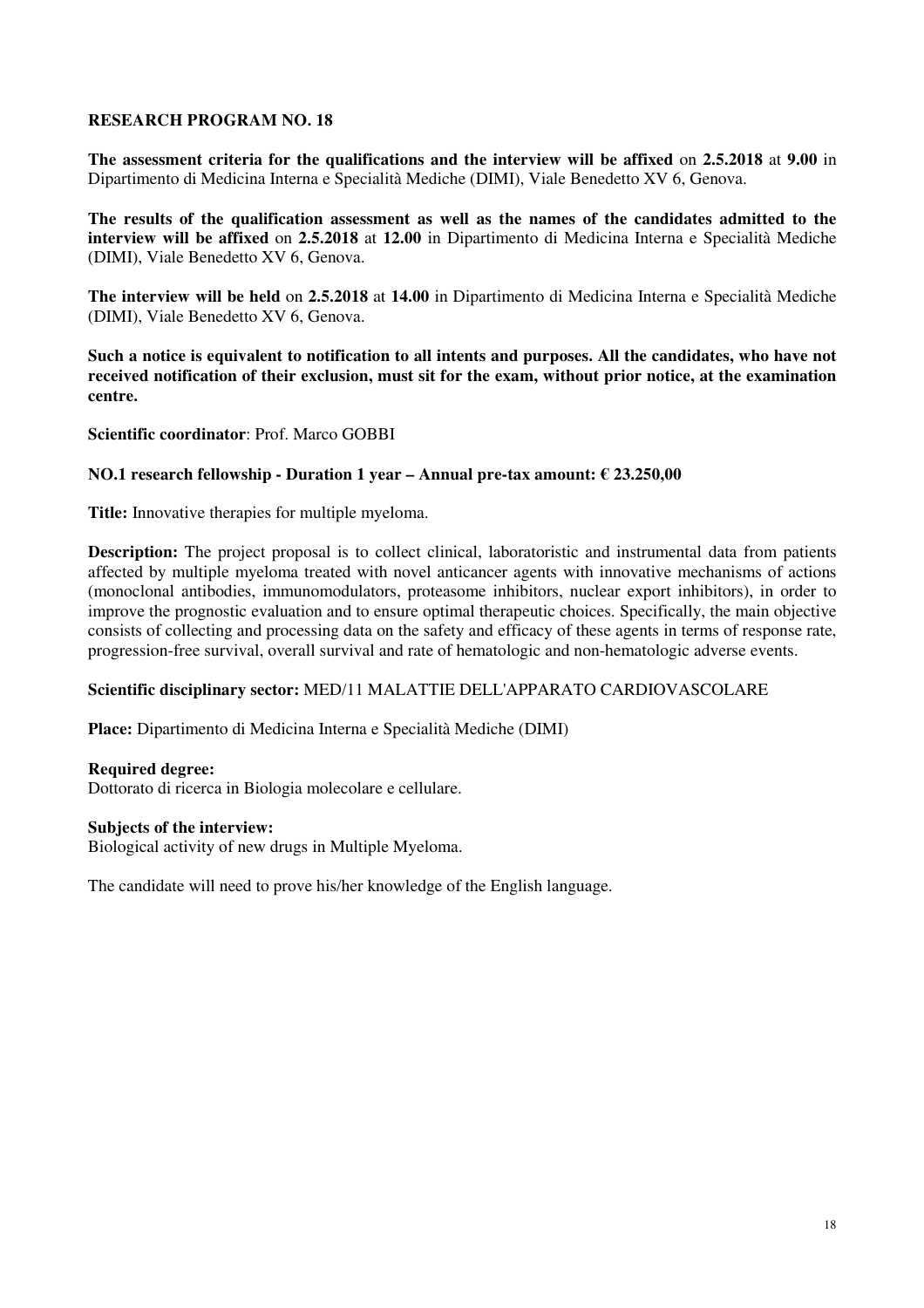**RESEARCH PROGRAM NO. 18**

**The assessment criteria for the qualifications and the interview will be affixed** on **2.5.2018** at **9.00** in Dipartimento di Medicina Interna e Specialità Mediche (DIMI), Viale Benedetto XV 6, Genova.

**The results of the qualification assessment as well as the names of the candidates admitted to the interview will be affixed** on **2.5.2018** at **12.00** in Dipartimento di Medicina Interna e Specialità Mediche (DIMI), Viale Benedetto XV 6, Genova.

**The interview will be held** on **2.5.2018** at **14.00** in Dipartimento di Medicina Interna e Specialità Mediche (DIMI), Viale Benedetto XV 6, Genova.

**Such a notice is equivalent to notification to all intents and purposes. All the candidates, who have not received notification of their exclusion, must sit for the exam, without prior notice, at the examination centre.**

**Scientific coordinator**: Prof. Marco GOBBI

**NO.1 research fellowship - Duration 1 year – Annual pre-tax amount: € 23.250,00**

**Title:** Innovative therapies for multiple myeloma.

**Description:** The project proposal is to collect clinical, laboratoristic and instrumental data from patients affected by multiple myeloma treated with novel anticancer agents with innovative mechanisms of actions (monoclonal antibodies, immunomodulators, proteasome inhibitors, nuclear export inhibitors), in order to improve the prognostic evaluation and to ensure optimal therapeutic choices. Specifically, the main objective consists of collecting and processing data on the safety and efficacy of these agents in terms of response rate, progression-free survival, overall survival and rate of hematologic and non-hematologic adverse events.

**Scientific disciplinary sector:** MED/11 MALATTIE DELL'APPARATO CARDIOVASCOLARE

**Place:** Dipartimento di Medicina Interna e Specialità Mediche (DIMI)

**Required degree:**
Dottorato di ricerca in Biologia molecolare e cellulare.

**Subjects of the interview:**
Biological activity of new drugs in Multiple Myeloma.

The candidate will need to prove his/her knowledge of the English language.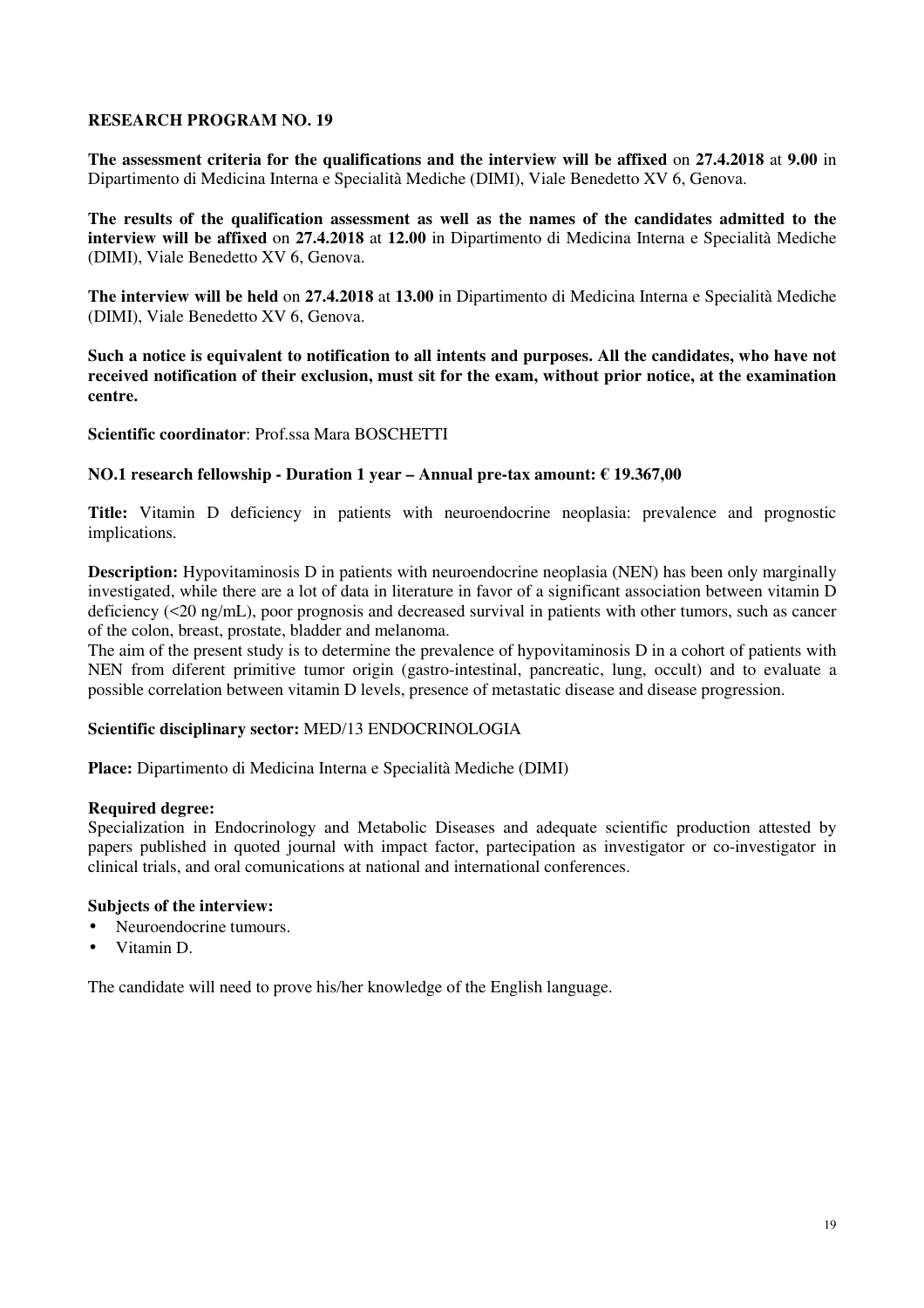**RESEARCH PROGRAM NO. 19**

**The assessment criteria for the qualifications and the interview will be affixed** on **27.4.2018** at **9.00** in Dipartimento di Medicina Interna e Specialità Mediche (DIMI), Viale Benedetto XV 6, Genova.

**The results of the qualification assessment as well as the names of the candidates admitted to the interview will be affixed** on **27.4.2018** at **12.00** in Dipartimento di Medicina Interna e Specialità Mediche (DIMI), Viale Benedetto XV 6, Genova.

**The interview will be held** on **27.4.2018** at **13.00** in Dipartimento di Medicina Interna e Specialità Mediche (DIMI), Viale Benedetto XV 6, Genova.

**Such a notice is equivalent to notification to all intents and purposes. All the candidates, who have not received notification of their exclusion, must sit for the exam, without prior notice, at the examination centre.**

**Scientific coordinator**: Prof.ssa Mara BOSCHETTI

**NO.1 research fellowship - Duration 1 year – Annual pre-tax amount: € 19.367,00**

**Title:** Vitamin D deficiency in patients with neuroendocrine neoplasia: prevalence and prognostic implications.

**Description:** Hypovitaminosis D in patients with neuroendocrine neoplasia (NEN) has been only marginally investigated, while there are a lot of data in literature in favor of a significant association between vitamin D deficiency (<20 ng/mL), poor prognosis and decreased survival in patients with other tumors, such as cancer of the colon, breast, prostate, bladder and melanoma.
The aim of the present study is to determine the prevalence of hypovitaminosis D in a cohort of patients with NEN from diferent primitive tumor origin (gastro-intestinal, pancreatic, lung, occult) and to evaluate a possible correlation between vitamin D levels, presence of metastatic disease and disease progression.

**Scientific disciplinary sector:** MED/13 ENDOCRINOLOGIA

**Place:** Dipartimento di Medicina Interna e Specialità Mediche (DIMI)

**Required degree:**
Specialization in Endocrinology and Metabolic Diseases and adequate scientific production attested by papers published in quoted journal with impact factor, partecipation as investigator or co-investigator in clinical trials, and oral comunications at national and international conferences.

**Subjects of the interview:**

- Neuroendocrine tumours.
- Vitamin D.

The candidate will need to prove his/her knowledge of the English language.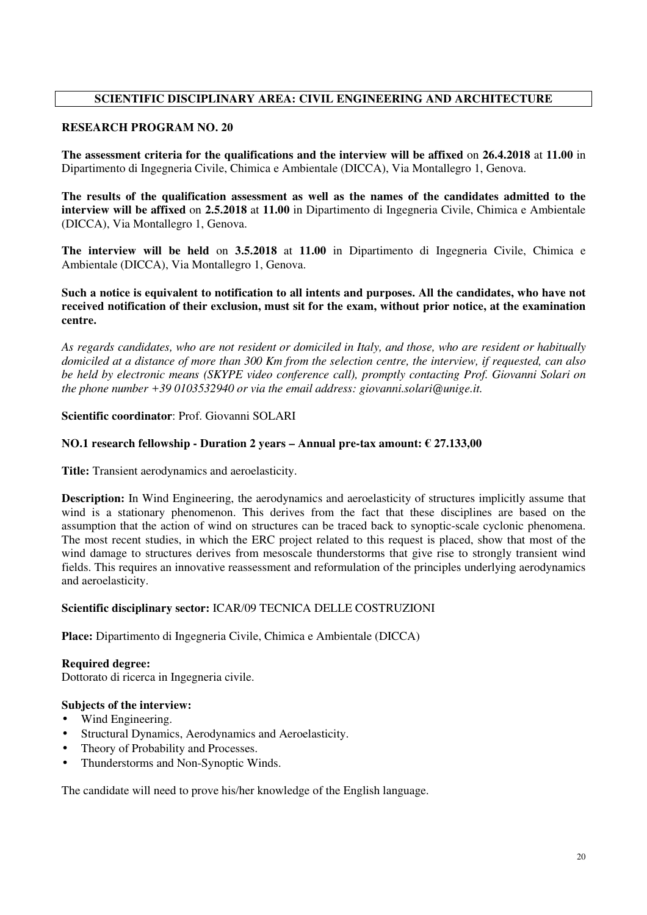## SCIENTIFIC DISCIPLINARY AREA: CIVIL ENGINEERING AND ARCHITECTURE

### RESEARCH PROGRAM NO. 20

**The assessment criteria for the qualifications and the interview will be affixed** on **26.4.2018** at **11.00** in Dipartimento di Ingegneria Civile, Chimica e Ambientale (DICCA), Via Montallegro 1, Genova.

**The results of the qualification assessment as well as the names of the candidates admitted to the interview will be affixed** on **2.5.2018** at **11.00** in Dipartimento di Ingegneria Civile, Chimica e Ambientale (DICCA), Via Montallegro 1, Genova.

**The interview will be held** on **3.5.2018** at **11.00** in Dipartimento di Ingegneria Civile, Chimica e Ambientale (DICCA), Via Montallegro 1, Genova.

**Such a notice is equivalent to notification to all intents and purposes. All the candidates, who have not received notification of their exclusion, must sit for the exam, without prior notice, at the examination centre.**

*As regards candidates, who are not resident or domiciled in Italy, and those, who are resident or habitually domiciled at a distance of more than 300 Km from the selection centre, the interview, if requested, can also be held by electronic means (SKYPE video conference call), promptly contacting Prof. Giovanni Solari on the phone number +39 0103532940 or via the email address: giovanni.solari@unige.it.*

**Scientific coordinator**: Prof. Giovanni SOLARI

**NO.1 research fellowship - Duration 2 years – Annual pre-tax amount: € 27.133,00**

**Title:** Transient aerodynamics and aeroelasticity.

**Description:** In Wind Engineering, the aerodynamics and aeroelasticity of structures implicitly assume that wind is a stationary phenomenon. This derives from the fact that these disciplines are based on the assumption that the action of wind on structures can be traced back to synoptic-scale cyclonic phenomena. The most recent studies, in which the ERC project related to this request is placed, show that most of the wind damage to structures derives from mesoscale thunderstorms that give rise to strongly transient wind fields. This requires an innovative reassessment and reformulation of the principles underlying aerodynamics and aeroelasticity.

**Scientific disciplinary sector:** ICAR/09 TECNICA DELLE COSTRUZIONI

**Place:** Dipartimento di Ingegneria Civile, Chimica e Ambientale (DICCA)

**Required degree:**
Dottorato di ricerca in Ingegneria civile.

**Subjects of the interview:**
- Wind Engineering.
- Structural Dynamics, Aerodynamics and Aeroelasticity.
- Theory of Probability and Processes.
- Thunderstorms and Non-Synoptic Winds.

The candidate will need to prove his/her knowledge of the English language.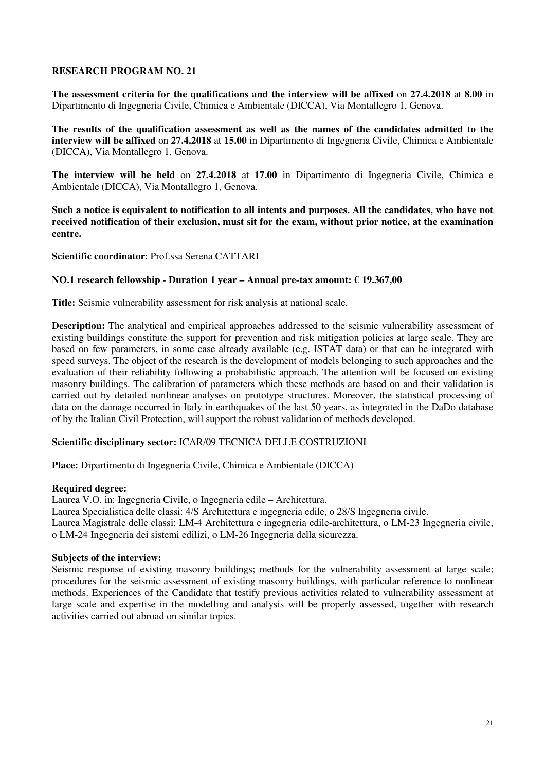## RESEARCH PROGRAM NO. 21

**The assessment criteria for the qualifications and the interview will be affixed** on **27.4.2018** at **8.00** in Dipartimento di Ingegneria Civile, Chimica e Ambientale (DICCA), Via Montallegro 1, Genova.

**The results of the qualification assessment as well as the names of the candidates admitted to the interview will be affixed** on **27.4.2018** at **15.00** in Dipartimento di Ingegneria Civile, Chimica e Ambientale (DICCA), Via Montallegro 1, Genova.

**The interview will be held** on **27.4.2018** at **17.00** in Dipartimento di Ingegneria Civile, Chimica e Ambientale (DICCA), Via Montallegro 1, Genova.

**Such a notice is equivalent to notification to all intents and purposes. All the candidates, who have not received notification of their exclusion, must sit for the exam, without prior notice, at the examination centre.**

**Scientific coordinator**: Prof.ssa Serena CATTARI

**NO.1 research fellowship - Duration 1 year – Annual pre-tax amount: € 19.367,00**

**Title:** Seismic vulnerability assessment for risk analysis at national scale.

**Description:** The analytical and empirical approaches addressed to the seismic vulnerability assessment of existing buildings constitute the support for prevention and risk mitigation policies at large scale. They are based on few parameters, in some case already available (e.g. ISTAT data) or that can be integrated with speed surveys. The object of the research is the development of models belonging to such approaches and the evaluation of their reliability following a probabilistic approach. The attention will be focused on existing masonry buildings. The calibration of parameters which these methods are based on and their validation is carried out by detailed nonlinear analyses on prototype structures. Moreover, the statistical processing of data on the damage occurred in Italy in earthquakes of the last 50 years, as integrated in the DaDo database of by the Italian Civil Protection, will support the robust validation of methods developed.

**Scientific disciplinary sector:** ICAR/09 TECNICA DELLE COSTRUZIONI

**Place:** Dipartimento di Ingegneria Civile, Chimica e Ambientale (DICCA)

**Required degree:**
Laurea V.O. in: Ingegneria Civile, o Ingegneria edile – Architettura.
Laurea Specialistica delle classi: 4/S Architettura e ingegneria edile, o 28/S Ingegneria civile.
Laurea Magistrale delle classi: LM-4 Architettura e ingegneria edile-architettura, o LM-23 Ingegneria civile, o LM-24 Ingegneria dei sistemi edilizi, o LM-26 Ingegneria della sicurezza.

**Subjects of the interview:**
Seismic response of existing masonry buildings; methods for the vulnerability assessment at large scale; procedures for the seismic assessment of existing masonry buildings, with particular reference to nonlinear methods. Experiences of the Candidate that testify previous activities related to vulnerability assessment at large scale and expertise in the modelling and analysis will be properly assessed, together with research activities carried out abroad on similar topics.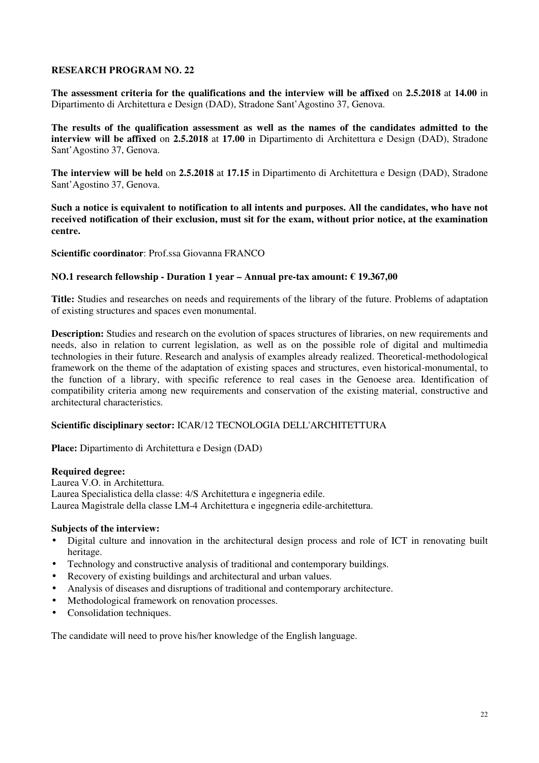**RESEARCH PROGRAM NO. 22**

**The assessment criteria for the qualifications and the interview will be affixed** on **2.5.2018** at **14.00** in Dipartimento di Architettura e Design (DAD), Stradone Sant'Agostino 37, Genova.

**The results of the qualification assessment as well as the names of the candidates admitted to the interview will be affixed** on **2.5.2018** at **17.00** in Dipartimento di Architettura e Design (DAD), Stradone Sant'Agostino 37, Genova.

**The interview will be held** on **2.5.2018** at **17.15** in Dipartimento di Architettura e Design (DAD), Stradone Sant'Agostino 37, Genova.

**Such a notice is equivalent to notification to all intents and purposes. All the candidates, who have not received notification of their exclusion, must sit for the exam, without prior notice, at the examination centre.**

**Scientific coordinator**: Prof.ssa Giovanna FRANCO

**NO.1 research fellowship - Duration 1 year – Annual pre-tax amount: € 19.367,00**

**Title:** Studies and researches on needs and requirements of the library of the future. Problems of adaptation of existing structures and spaces even monumental.

**Description:** Studies and research on the evolution of spaces structures of libraries, on new requirements and needs, also in relation to current legislation, as well as on the possible role of digital and multimedia technologies in their future. Research and analysis of examples already realized. Theoretical-methodological framework on the theme of the adaptation of existing spaces and structures, even historical-monumental, to the function of a library, with specific reference to real cases in the Genoese area. Identification of compatibility criteria among new requirements and conservation of the existing material, constructive and architectural characteristics.

**Scientific disciplinary sector:** ICAR/12 TECNOLOGIA DELL'ARCHITETTURA

**Place:** Dipartimento di Architettura e Design (DAD)

**Required degree:**
Laurea V.O. in Architettura.
Laurea Specialistica della classe: 4/S Architettura e ingegneria edile.
Laurea Magistrale della classe LM-4 Architettura e ingegneria edile-architettura.

**Subjects of the interview:**

- Digital culture and innovation in the architectural design process and role of ICT in renovating built heritage.
- Technology and constructive analysis of traditional and contemporary buildings.
- Recovery of existing buildings and architectural and urban values.
- Analysis of diseases and disruptions of traditional and contemporary architecture.
- Methodological framework on renovation processes.
- Consolidation techniques.

The candidate will need to prove his/her knowledge of the English language.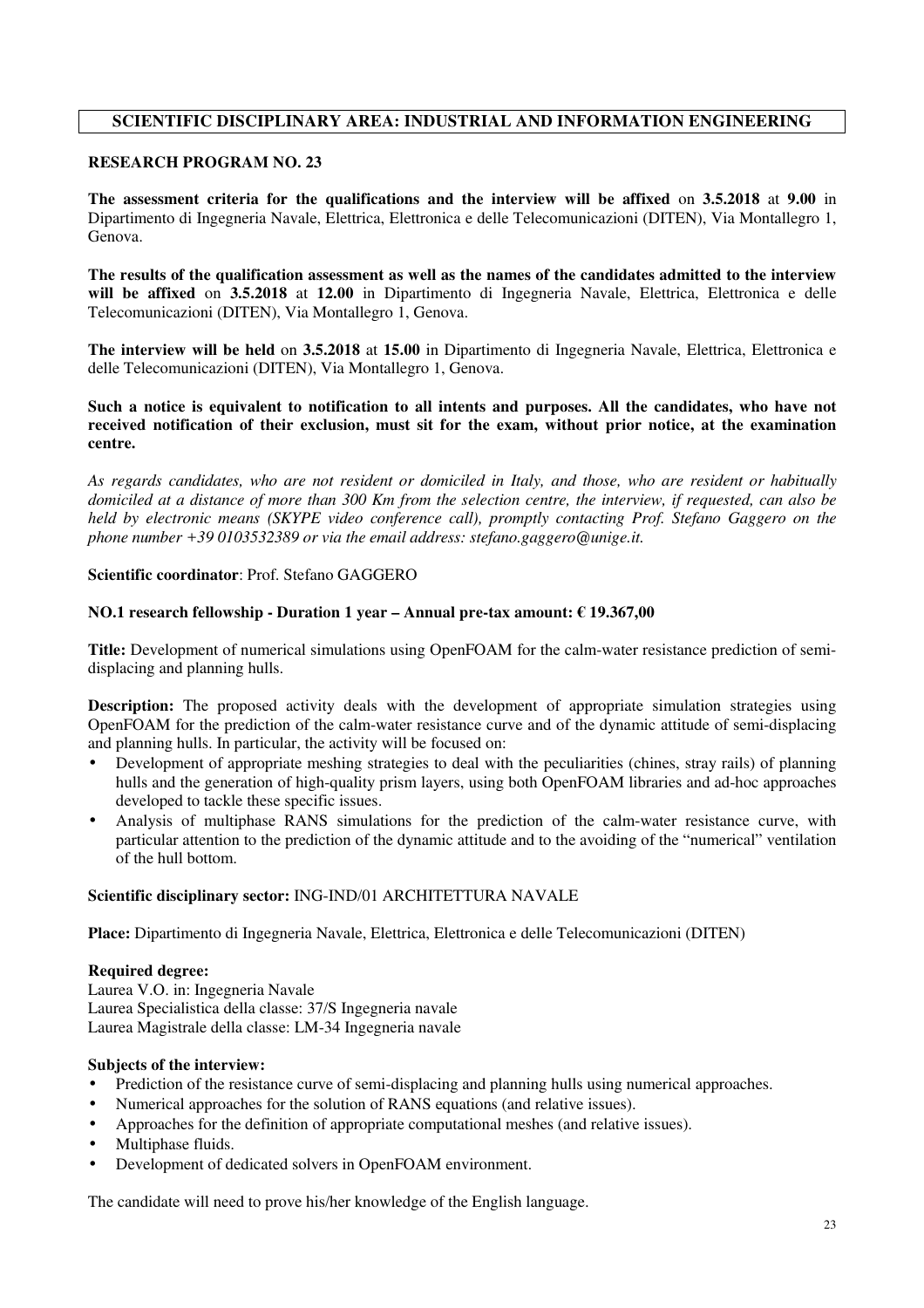## SCIENTIFIC DISCIPLINARY AREA: INDUSTRIAL AND INFORMATION ENGINEERING

### RESEARCH PROGRAM NO. 23

**The assessment criteria for the qualifications and the interview will be affixed** on **3.5.2018** at **9.00** in Dipartimento di Ingegneria Navale, Elettrica, Elettronica e delle Telecomunicazioni (DITEN), Via Montallegro 1, Genova.

**The results of the qualification assessment as well as the names of the candidates admitted to the interview will be affixed** on **3.5.2018** at **12.00** in Dipartimento di Ingegneria Navale, Elettrica, Elettronica e delle Telecomunicazioni (DITEN), Via Montallegro 1, Genova.

**The interview will be held** on **3.5.2018** at **15.00** in Dipartimento di Ingegneria Navale, Elettrica, Elettronica e delle Telecomunicazioni (DITEN), Via Montallegro 1, Genova.

**Such a notice is equivalent to notification to all intents and purposes. All the candidates, who have not received notification of their exclusion, must sit for the exam, without prior notice, at the examination centre.**

*As regards candidates, who are not resident or domiciled in Italy, and those, who are resident or habitually domiciled at a distance of more than 300 Km from the selection centre, the interview, if requested, can also be held by electronic means (SKYPE video conference call), promptly contacting Prof. Stefano Gaggero on the phone number +39 0103532389 or via the email address: stefano.gaggero@unige.it.*

**Scientific coordinator**: Prof. Stefano GAGGERO

**NO.1 research fellowship - Duration 1 year – Annual pre-tax amount: € 19.367,00**

**Title:** Development of numerical simulations using OpenFOAM for the calm-water resistance prediction of semi-displacing and planning hulls.

**Description:** The proposed activity deals with the development of appropriate simulation strategies using OpenFOAM for the prediction of the calm-water resistance curve and of the dynamic attitude of semi-displacing and planning hulls. In particular, the activity will be focused on:

- Development of appropriate meshing strategies to deal with the peculiarities (chines, stray rails) of planning hulls and the generation of high-quality prism layers, using both OpenFOAM libraries and ad-hoc approaches developed to tackle these specific issues.
- Analysis of multiphase RANS simulations for the prediction of the calm-water resistance curve, with particular attention to the prediction of the dynamic attitude and to the avoiding of the "numerical" ventilation of the hull bottom.

**Scientific disciplinary sector:** ING-IND/01 ARCHITETTURA NAVALE

**Place:** Dipartimento di Ingegneria Navale, Elettrica, Elettronica e delle Telecomunicazioni (DITEN)

**Required degree:**
Laurea V.O. in: Ingegneria Navale
Laurea Specialistica della classe: 37/S Ingegneria navale
Laurea Magistrale della classe: LM-34 Ingegneria navale

**Subjects of the interview:**

- Prediction of the resistance curve of semi-displacing and planning hulls using numerical approaches.
- Numerical approaches for the solution of RANS equations (and relative issues).
- Approaches for the definition of appropriate computational meshes (and relative issues).
- Multiphase fluids.
- Development of dedicated solvers in OpenFOAM environment.

The candidate will need to prove his/her knowledge of the English language.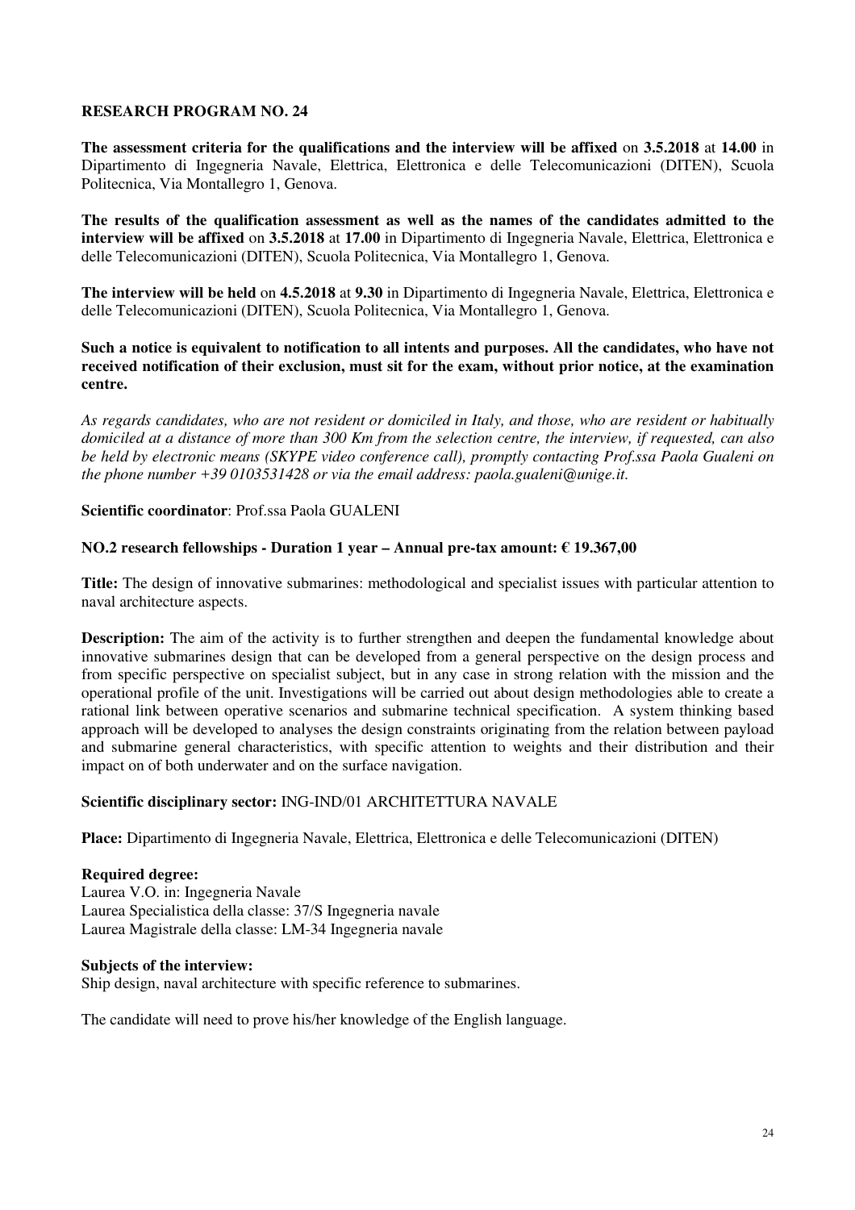## RESEARCH PROGRAM NO. 24

**The assessment criteria for the qualifications and the interview will be affixed** on **3.5.2018** at **14.00** in Dipartimento di Ingegneria Navale, Elettrica, Elettronica e delle Telecomunicazioni (DITEN), Scuola Politecnica, Via Montallegro 1, Genova.

**The results of the qualification assessment as well as the names of the candidates admitted to the interview will be affixed** on **3.5.2018** at **17.00** in Dipartimento di Ingegneria Navale, Elettrica, Elettronica e delle Telecomunicazioni (DITEN), Scuola Politecnica, Via Montallegro 1, Genova.

**The interview will be held** on **4.5.2018** at **9.30** in Dipartimento di Ingegneria Navale, Elettrica, Elettronica e delle Telecomunicazioni (DITEN), Scuola Politecnica, Via Montallegro 1, Genova.

**Such a notice is equivalent to notification to all intents and purposes. All the candidates, who have not received notification of their exclusion, must sit for the exam, without prior notice, at the examination centre.**

*As regards candidates, who are not resident or domiciled in Italy, and those, who are resident or habitually domiciled at a distance of more than 300 Km from the selection centre, the interview, if requested, can also be held by electronic means (SKYPE video conference call), promptly contacting Prof.ssa Paola Gualeni on the phone number +39 0103531428 or via the email address: paola.gualeni@unige.it.*

**Scientific coordinator**: Prof.ssa Paola GUALENI

**NO.2 research fellowships - Duration 1 year – Annual pre-tax amount: € 19.367,00**

**Title:** The design of innovative submarines: methodological and specialist issues with particular attention to naval architecture aspects.

**Description:** The aim of the activity is to further strengthen and deepen the fundamental knowledge about innovative submarines design that can be developed from a general perspective on the design process and from specific perspective on specialist subject, but in any case in strong relation with the mission and the operational profile of the unit. Investigations will be carried out about design methodologies able to create a rational link between operative scenarios and submarine technical specification. A system thinking based approach will be developed to analyses the design constraints originating from the relation between payload and submarine general characteristics, with specific attention to weights and their distribution and their impact on of both underwater and on the surface navigation.

**Scientific disciplinary sector:** ING-IND/01 ARCHITETTURA NAVALE

**Place:** Dipartimento di Ingegneria Navale, Elettrica, Elettronica e delle Telecomunicazioni (DITEN)

**Required degree:**
Laurea V.O. in: Ingegneria Navale
Laurea Specialistica della classe: 37/S Ingegneria navale
Laurea Magistrale della classe: LM-34 Ingegneria navale

**Subjects of the interview:**
Ship design, naval architecture with specific reference to submarines.

The candidate will need to prove his/her knowledge of the English language.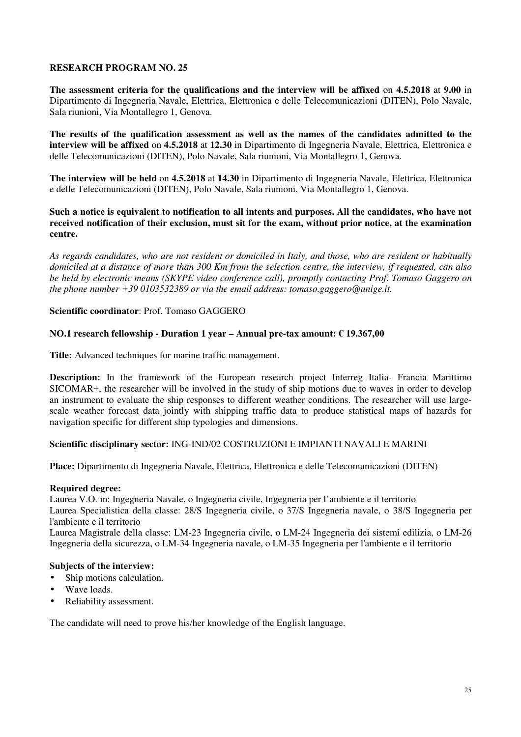**RESEARCH PROGRAM NO. 25**

**The assessment criteria for the qualifications and the interview will be affixed** on **4.5.2018** at **9.00** in Dipartimento di Ingegneria Navale, Elettrica, Elettronica e delle Telecomunicazioni (DITEN), Polo Navale, Sala riunioni, Via Montallegro 1, Genova.

**The results of the qualification assessment as well as the names of the candidates admitted to the interview will be affixed** on **4.5.2018** at **12.30** in Dipartimento di Ingegneria Navale, Elettrica, Elettronica e delle Telecomunicazioni (DITEN), Polo Navale, Sala riunioni, Via Montallegro 1, Genova.

**The interview will be held** on **4.5.2018** at **14.30** in Dipartimento di Ingegneria Navale, Elettrica, Elettronica e delle Telecomunicazioni (DITEN), Polo Navale, Sala riunioni, Via Montallegro 1, Genova.

**Such a notice is equivalent to notification to all intents and purposes. All the candidates, who have not received notification of their exclusion, must sit for the exam, without prior notice, at the examination centre.**

*As regards candidates, who are not resident or domiciled in Italy, and those, who are resident or habitually domiciled at a distance of more than 300 Km from the selection centre, the interview, if requested, can also be held by electronic means (SKYPE video conference call), promptly contacting Prof. Tomaso Gaggero on the phone number +39 0103532389 or via the email address: tomaso.gaggero@unige.it.*

**Scientific coordinator**: Prof. Tomaso GAGGERO

**NO.1 research fellowship - Duration 1 year – Annual pre-tax amount: € 19.367,00**

**Title:** Advanced techniques for marine traffic management.

**Description:** In the framework of the European research project Interreg Italia- Francia Marittimo SICOMAR+, the researcher will be involved in the study of ship motions due to waves in order to develop an instrument to evaluate the ship responses to different weather conditions. The researcher will use large-scale weather forecast data jointly with shipping traffic data to produce statistical maps of hazards for navigation specific for different ship typologies and dimensions.

**Scientific disciplinary sector:** ING-IND/02 COSTRUZIONI E IMPIANTI NAVALI E MARINI

**Place:** Dipartimento di Ingegneria Navale, Elettrica, Elettronica e delle Telecomunicazioni (DITEN)

**Required degree:**
Laurea V.O. in: Ingegneria Navale, o Ingegneria civile, Ingegneria per l'ambiente e il territorio
Laurea Specialistica della classe: 28/S Ingegneria civile, o 37/S Ingegneria navale, o 38/S Ingegneria per l'ambiente e il territorio
Laurea Magistrale della classe: LM-23 Ingegneria civile, o LM-24 Ingegneria dei sistemi edilizia, o LM-26 Ingegneria della sicurezza, o LM-34 Ingegneria navale, o LM-35 Ingegneria per l'ambiente e il territorio

**Subjects of the interview:**
- Ship motions calculation.
- Wave loads.
- Reliability assessment.

The candidate will need to prove his/her knowledge of the English language.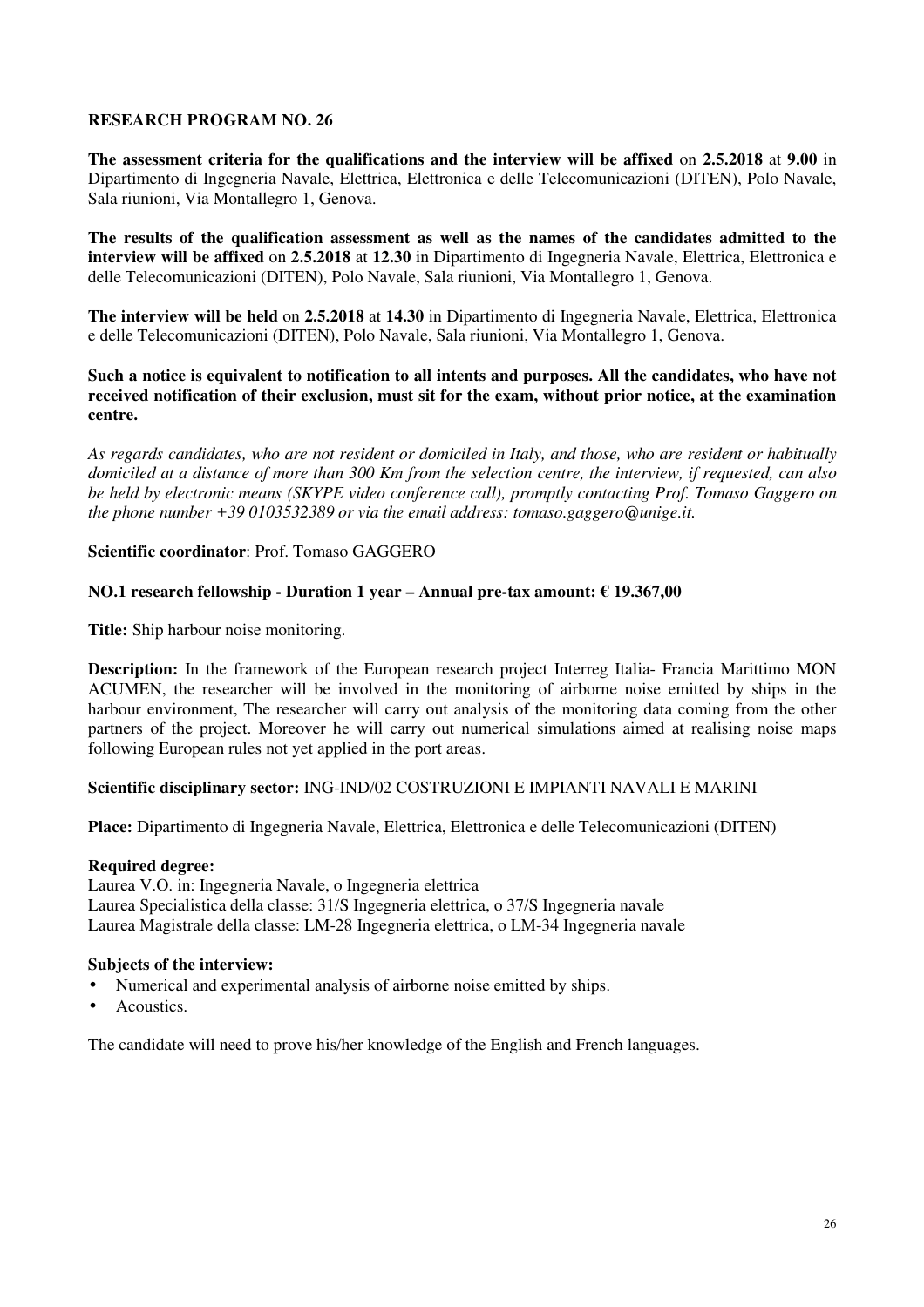**RESEARCH PROGRAM NO. 26**

**The assessment criteria for the qualifications and the interview will be affixed** on **2.5.2018** at **9.00** in Dipartimento di Ingegneria Navale, Elettrica, Elettronica e delle Telecomunicazioni (DITEN), Polo Navale, Sala riunioni, Via Montallegro 1, Genova.

**The results of the qualification assessment as well as the names of the candidates admitted to the interview will be affixed** on **2.5.2018** at **12.30** in Dipartimento di Ingegneria Navale, Elettrica, Elettronica e delle Telecomunicazioni (DITEN), Polo Navale, Sala riunioni, Via Montallegro 1, Genova.

**The interview will be held** on **2.5.2018** at **14.30** in Dipartimento di Ingegneria Navale, Elettrica, Elettronica e delle Telecomunicazioni (DITEN), Polo Navale, Sala riunioni, Via Montallegro 1, Genova.

**Such a notice is equivalent to notification to all intents and purposes. All the candidates, who have not received notification of their exclusion, must sit for the exam, without prior notice, at the examination centre.**

*As regards candidates, who are not resident or domiciled in Italy, and those, who are resident or habitually domiciled at a distance of more than 300 Km from the selection centre, the interview, if requested, can also be held by electronic means (SKYPE video conference call), promptly contacting Prof. Tomaso Gaggero on the phone number +39 0103532389 or via the email address: tomaso.gaggero@unige.it.*

**Scientific coordinator**: Prof. Tomaso GAGGERO

**NO.1 research fellowship - Duration 1 year – Annual pre-tax amount: € 19.367,00**

**Title:** Ship harbour noise monitoring.

**Description:** In the framework of the European research project Interreg Italia- Francia Marittimo MON ACUMEN, the researcher will be involved in the monitoring of airborne noise emitted by ships in the harbour environment, The researcher will carry out analysis of the monitoring data coming from the other partners of the project. Moreover he will carry out numerical simulations aimed at realising noise maps following European rules not yet applied in the port areas.

**Scientific disciplinary sector:** ING-IND/02 COSTRUZIONI E IMPIANTI NAVALI E MARINI

**Place:** Dipartimento di Ingegneria Navale, Elettrica, Elettronica e delle Telecomunicazioni (DITEN)

**Required degree:**
Laurea V.O. in: Ingegneria Navale, o Ingegneria elettrica
Laurea Specialistica della classe: 31/S Ingegneria elettrica, o 37/S Ingegneria navale
Laurea Magistrale della classe: LM-28 Ingegneria elettrica, o LM-34 Ingegneria navale

**Subjects of the interview:**

- Numerical and experimental analysis of airborne noise emitted by ships.
- Acoustics.

The candidate will need to prove his/her knowledge of the English and French languages.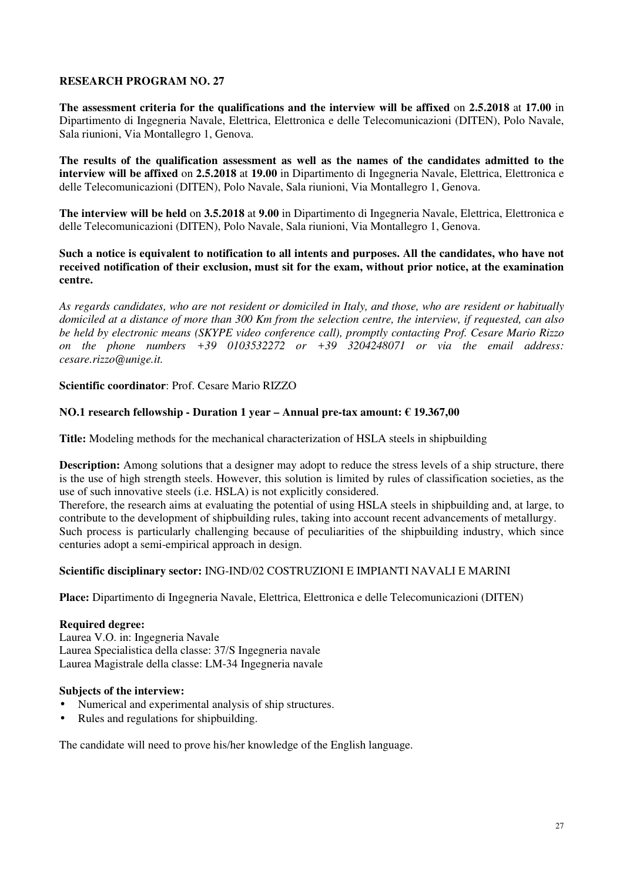**RESEARCH PROGRAM NO. 27**

**The assessment criteria for the qualifications and the interview will be affixed** on **2.5.2018** at **17.00** in Dipartimento di Ingegneria Navale, Elettrica, Elettronica e delle Telecomunicazioni (DITEN), Polo Navale, Sala riunioni, Via Montallegro 1, Genova.

**The results of the qualification assessment as well as the names of the candidates admitted to the interview will be affixed** on **2.5.2018** at **19.00** in Dipartimento di Ingegneria Navale, Elettrica, Elettronica e delle Telecomunicazioni (DITEN), Polo Navale, Sala riunioni, Via Montallegro 1, Genova.

**The interview will be held** on **3.5.2018** at **9.00** in Dipartimento di Ingegneria Navale, Elettrica, Elettronica e delle Telecomunicazioni (DITEN), Polo Navale, Sala riunioni, Via Montallegro 1, Genova.

**Such a notice is equivalent to notification to all intents and purposes. All the candidates, who have not received notification of their exclusion, must sit for the exam, without prior notice, at the examination centre.**

*As regards candidates, who are not resident or domiciled in Italy, and those, who are resident or habitually domiciled at a distance of more than 300 Km from the selection centre, the interview, if requested, can also be held by electronic means (SKYPE video conference call), promptly contacting Prof. Cesare Mario Rizzo on the phone numbers +39 0103532272 or +39 3204248071 or via the email address: cesare.rizzo@unige.it.*

**Scientific coordinator**: Prof. Cesare Mario RIZZO

**NO.1 research fellowship - Duration 1 year – Annual pre-tax amount: € 19.367,00**

**Title:** Modeling methods for the mechanical characterization of HSLA steels in shipbuilding

**Description:** Among solutions that a designer may adopt to reduce the stress levels of a ship structure, there is the use of high strength steels. However, this solution is limited by rules of classification societies, as the use of such innovative steels (i.e. HSLA) is not explicitly considered.
Therefore, the research aims at evaluating the potential of using HSLA steels in shipbuilding and, at large, to contribute to the development of shipbuilding rules, taking into account recent advancements of metallurgy.
Such process is particularly challenging because of peculiarities of the shipbuilding industry, which since centuries adopt a semi-empirical approach in design.

**Scientific disciplinary sector:** ING-IND/02 COSTRUZIONI E IMPIANTI NAVALI E MARINI

**Place:** Dipartimento di Ingegneria Navale, Elettrica, Elettronica e delle Telecomunicazioni (DITEN)

**Required degree:**
Laurea V.O. in: Ingegneria Navale
Laurea Specialistica della classe: 37/S Ingegneria navale
Laurea Magistrale della classe: LM-34 Ingegneria navale

**Subjects of the interview:**
- Numerical and experimental analysis of ship structures.
- Rules and regulations for shipbuilding.

The candidate will need to prove his/her knowledge of the English language.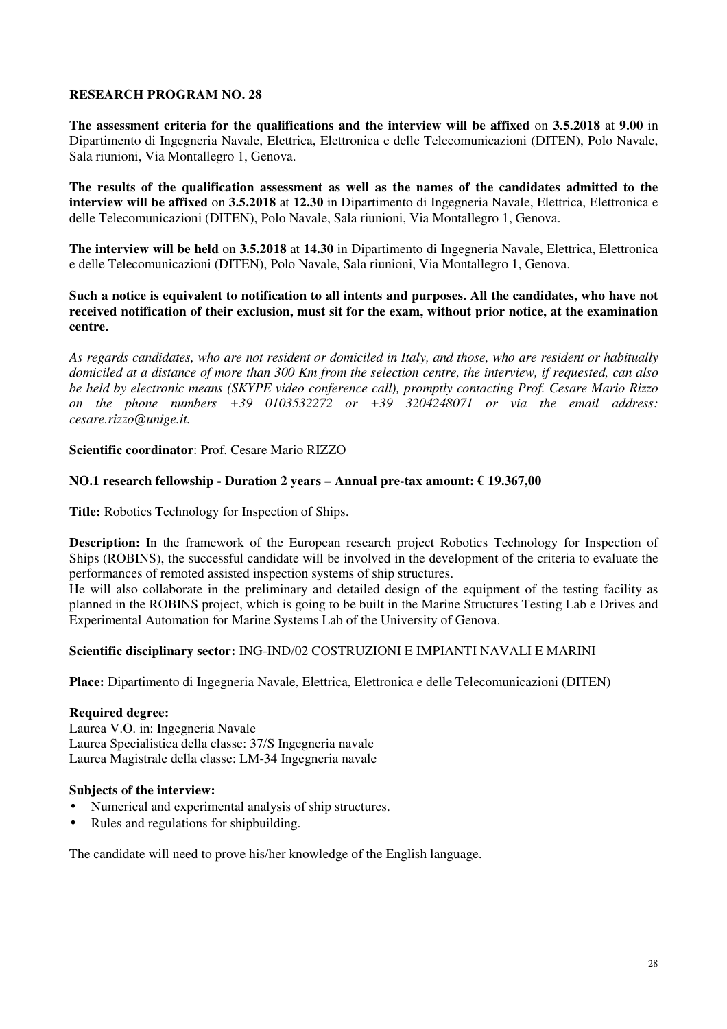**RESEARCH PROGRAM NO. 28**

**The assessment criteria for the qualifications and the interview will be affixed** on **3.5.2018** at **9.00** in Dipartimento di Ingegneria Navale, Elettrica, Elettronica e delle Telecomunicazioni (DITEN), Polo Navale, Sala riunioni, Via Montallegro 1, Genova.

**The results of the qualification assessment as well as the names of the candidates admitted to the interview will be affixed** on **3.5.2018** at **12.30** in Dipartimento di Ingegneria Navale, Elettrica, Elettronica e delle Telecomunicazioni (DITEN), Polo Navale, Sala riunioni, Via Montallegro 1, Genova.

**The interview will be held** on **3.5.2018** at **14.30** in Dipartimento di Ingegneria Navale, Elettrica, Elettronica e delle Telecomunicazioni (DITEN), Polo Navale, Sala riunioni, Via Montallegro 1, Genova.

**Such a notice is equivalent to notification to all intents and purposes. All the candidates, who have not received notification of their exclusion, must sit for the exam, without prior notice, at the examination centre.**

*As regards candidates, who are not resident or domiciled in Italy, and those, who are resident or habitually domiciled at a distance of more than 300 Km from the selection centre, the interview, if requested, can also be held by electronic means (SKYPE video conference call), promptly contacting Prof. Cesare Mario Rizzo on the phone numbers +39 0103532272 or +39 3204248071 or via the email address: cesare.rizzo@unige.it.*

**Scientific coordinator**: Prof. Cesare Mario RIZZO

**NO.1 research fellowship - Duration 2 years – Annual pre-tax amount: € 19.367,00**

**Title:** Robotics Technology for Inspection of Ships.

**Description:** In the framework of the European research project Robotics Technology for Inspection of Ships (ROBINS), the successful candidate will be involved in the development of the criteria to evaluate the performances of remoted assisted inspection systems of ship structures.
He will also collaborate in the preliminary and detailed design of the equipment of the testing facility as planned in the ROBINS project, which is going to be built in the Marine Structures Testing Lab e Drives and Experimental Automation for Marine Systems Lab of the University of Genova.

**Scientific disciplinary sector:** ING-IND/02 COSTRUZIONI E IMPIANTI NAVALI E MARINI

**Place:** Dipartimento di Ingegneria Navale, Elettrica, Elettronica e delle Telecomunicazioni (DITEN)

**Required degree:**
Laurea V.O. in: Ingegneria Navale
Laurea Specialistica della classe: 37/S Ingegneria navale
Laurea Magistrale della classe: LM-34 Ingegneria navale

**Subjects of the interview:**

- Numerical and experimental analysis of ship structures.
- Rules and regulations for shipbuilding.

The candidate will need to prove his/her knowledge of the English language.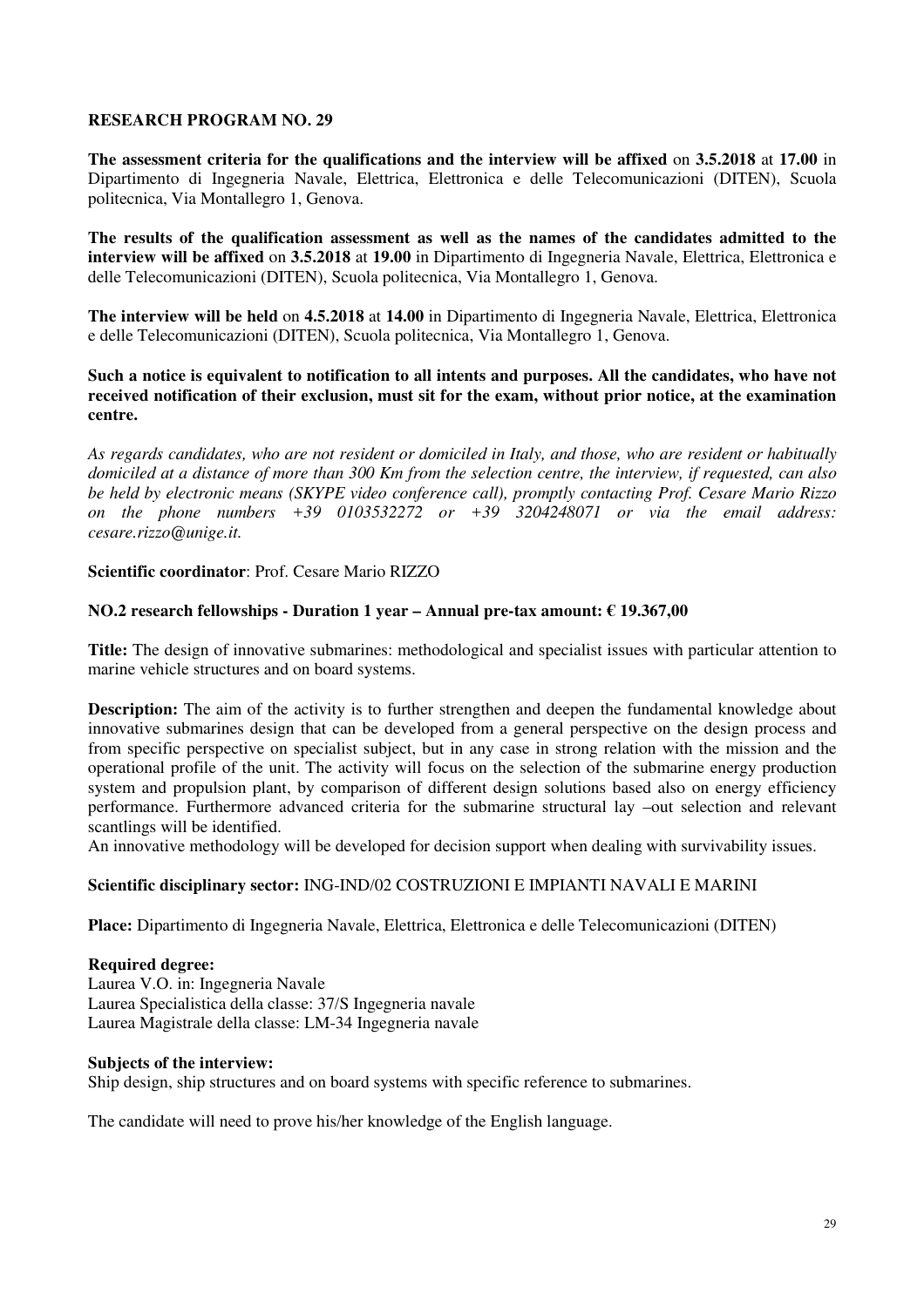**RESEARCH PROGRAM NO. 29**

**The assessment criteria for the qualifications and the interview will be affixed** on **3.5.2018** at **17.00** in Dipartimento di Ingegneria Navale, Elettrica, Elettronica e delle Telecomunicazioni (DITEN), Scuola politecnica, Via Montallegro 1, Genova.

**The results of the qualification assessment as well as the names of the candidates admitted to the interview will be affixed** on **3.5.2018** at **19.00** in Dipartimento di Ingegneria Navale, Elettrica, Elettronica e delle Telecomunicazioni (DITEN), Scuola politecnica, Via Montallegro 1, Genova.

**The interview will be held** on **4.5.2018** at **14.00** in Dipartimento di Ingegneria Navale, Elettrica, Elettronica e delle Telecomunicazioni (DITEN), Scuola politecnica, Via Montallegro 1, Genova.

**Such a notice is equivalent to notification to all intents and purposes. All the candidates, who have not received notification of their exclusion, must sit for the exam, without prior notice, at the examination centre.**

*As regards candidates, who are not resident or domiciled in Italy, and those, who are resident or habitually domiciled at a distance of more than 300 Km from the selection centre, the interview, if requested, can also be held by electronic means (SKYPE video conference call), promptly contacting Prof. Cesare Mario Rizzo on the phone numbers +39 0103532272 or +39 3204248071 or via the email address: cesare.rizzo@unige.it.*

**Scientific coordinator**: Prof. Cesare Mario RIZZO

**NO.2 research fellowships - Duration 1 year – Annual pre-tax amount: € 19.367,00**

**Title:** The design of innovative submarines: methodological and specialist issues with particular attention to marine vehicle structures and on board systems.

**Description:** The aim of the activity is to further strengthen and deepen the fundamental knowledge about innovative submarines design that can be developed from a general perspective on the design process and from specific perspective on specialist subject, but in any case in strong relation with the mission and the operational profile of the unit. The activity will focus on the selection of the submarine energy production system and propulsion plant, by comparison of different design solutions based also on energy efficiency performance. Furthermore advanced criteria for the submarine structural lay –out selection and relevant scantlings will be identified.
An innovative methodology will be developed for decision support when dealing with survivability issues.

**Scientific disciplinary sector:** ING-IND/02 COSTRUZIONI E IMPIANTI NAVALI E MARINI

**Place:** Dipartimento di Ingegneria Navale, Elettrica, Elettronica e delle Telecomunicazioni (DITEN)

**Required degree:**
Laurea V.O. in: Ingegneria Navale
Laurea Specialistica della classe: 37/S Ingegneria navale
Laurea Magistrale della classe: LM-34 Ingegneria navale

**Subjects of the interview:**
Ship design, ship structures and on board systems with specific reference to submarines.

The candidate will need to prove his/her knowledge of the English language.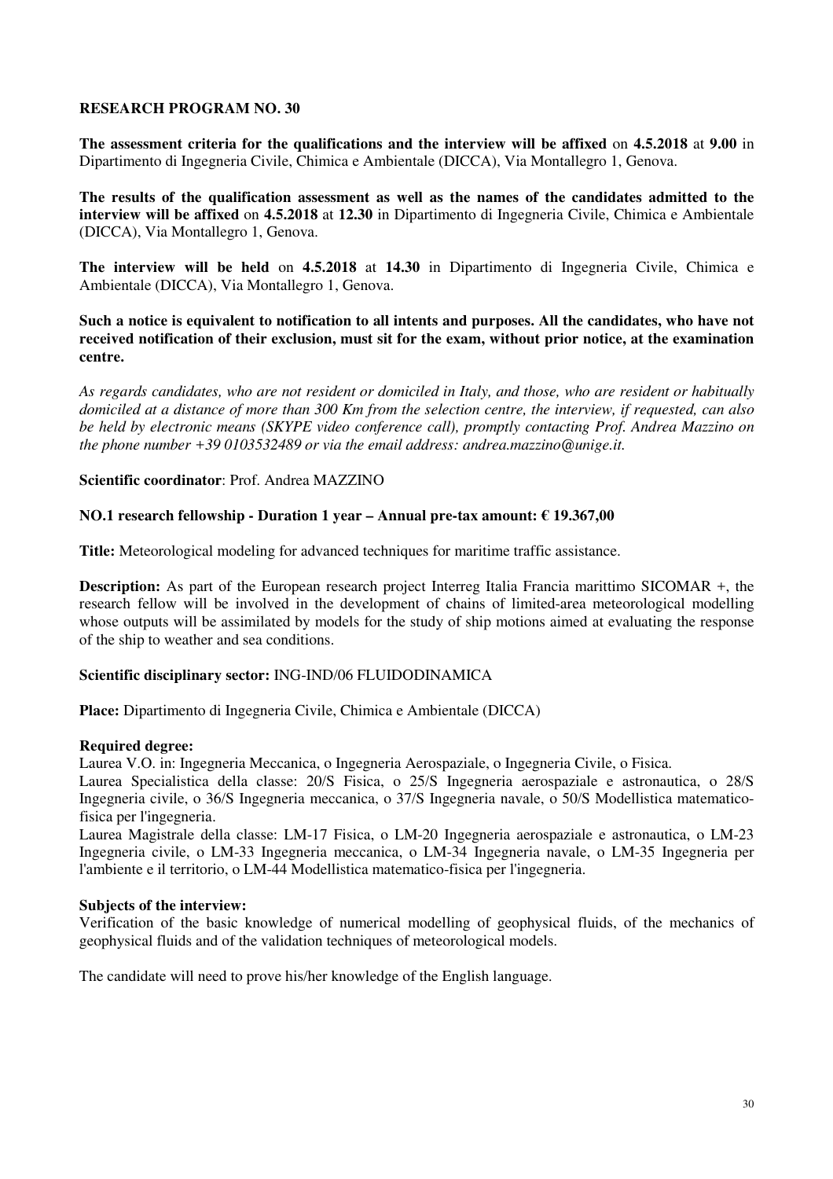**RESEARCH PROGRAM NO. 30**

**The assessment criteria for the qualifications and the interview will be affixed** on **4.5.2018** at **9.00** in Dipartimento di Ingegneria Civile, Chimica e Ambientale (DICCA), Via Montallegro 1, Genova.

**The results of the qualification assessment as well as the names of the candidates admitted to the interview will be affixed** on **4.5.2018** at **12.30** in Dipartimento di Ingegneria Civile, Chimica e Ambientale (DICCA), Via Montallegro 1, Genova.

**The interview will be held** on **4.5.2018** at **14.30** in Dipartimento di Ingegneria Civile, Chimica e Ambientale (DICCA), Via Montallegro 1, Genova.

**Such a notice is equivalent to notification to all intents and purposes. All the candidates, who have not received notification of their exclusion, must sit for the exam, without prior notice, at the examination centre.**

*As regards candidates, who are not resident or domiciled in Italy, and those, who are resident or habitually domiciled at a distance of more than 300 Km from the selection centre, the interview, if requested, can also be held by electronic means (SKYPE video conference call), promptly contacting Prof. Andrea Mazzino on the phone number +39 0103532489 or via the email address: andrea.mazzino@unige.it.*

**Scientific coordinator**: Prof. Andrea MAZZINO

**NO.1 research fellowship - Duration 1 year – Annual pre-tax amount: € 19.367,00**

**Title:** Meteorological modeling for advanced techniques for maritime traffic assistance.

**Description:** As part of the European research project Interreg Italia Francia marittimo SICOMAR +, the research fellow will be involved in the development of chains of limited-area meteorological modelling whose outputs will be assimilated by models for the study of ship motions aimed at evaluating the response of the ship to weather and sea conditions.

**Scientific disciplinary sector:** ING-IND/06 FLUIDODINAMICA

**Place:** Dipartimento di Ingegneria Civile, Chimica e Ambientale (DICCA)

**Required degree:**
Laurea V.O. in: Ingegneria Meccanica, o Ingegneria Aerospaziale, o Ingegneria Civile, o Fisica.
Laurea Specialistica della classe: 20/S Fisica, o 25/S Ingegneria aerospaziale e astronautica, o 28/S Ingegneria civile, o 36/S Ingegneria meccanica, o 37/S Ingegneria navale, o 50/S Modellistica matematico-fisica per l'ingegneria.
Laurea Magistrale della classe: LM-17 Fisica, o LM-20 Ingegneria aerospaziale e astronautica, o LM-23 Ingegneria civile, o LM-33 Ingegneria meccanica, o LM-34 Ingegneria navale, o LM-35 Ingegneria per l'ambiente e il territorio, o LM-44 Modellistica matematico-fisica per l'ingegneria.

**Subjects of the interview:**
Verification of the basic knowledge of numerical modelling of geophysical fluids, of the mechanics of geophysical fluids and of the validation techniques of meteorological models.

The candidate will need to prove his/her knowledge of the English language.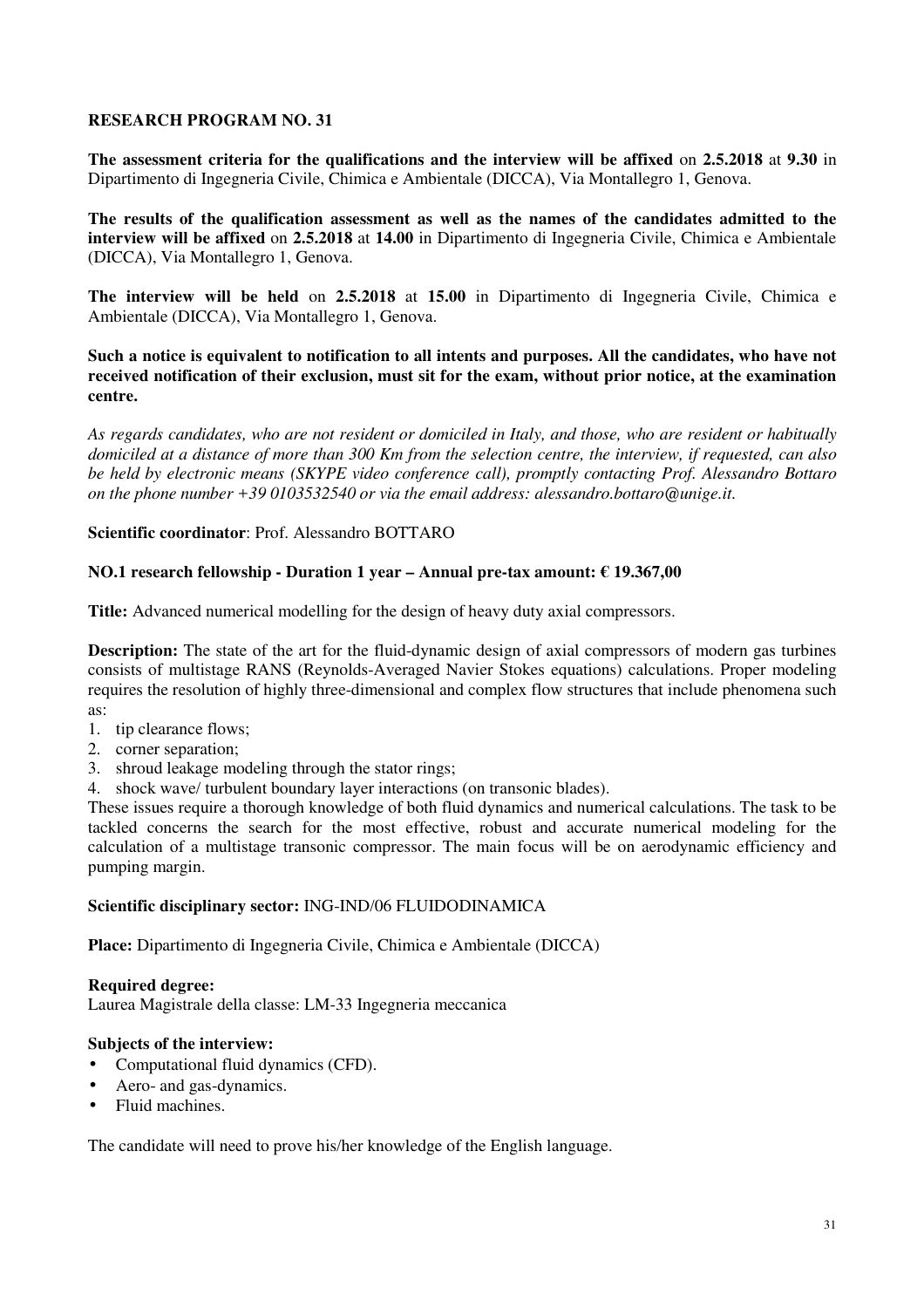**RESEARCH PROGRAM NO. 31**

**The assessment criteria for the qualifications and the interview will be affixed** on **2.5.2018** at **9.30** in Dipartimento di Ingegneria Civile, Chimica e Ambientale (DICCA), Via Montallegro 1, Genova.

**The results of the qualification assessment as well as the names of the candidates admitted to the interview will be affixed** on **2.5.2018** at **14.00** in Dipartimento di Ingegneria Civile, Chimica e Ambientale (DICCA), Via Montallegro 1, Genova.

**The interview will be held** on **2.5.2018** at **15.00** in Dipartimento di Ingegneria Civile, Chimica e Ambientale (DICCA), Via Montallegro 1, Genova.

**Such a notice is equivalent to notification to all intents and purposes. All the candidates, who have not received notification of their exclusion, must sit for the exam, without prior notice, at the examination centre.**

*As regards candidates, who are not resident or domiciled in Italy, and those, who are resident or habitually domiciled at a distance of more than 300 Km from the selection centre, the interview, if requested, can also be held by electronic means (SKYPE video conference call), promptly contacting Prof. Alessandro Bottaro on the phone number +39 0103532540 or via the email address: alessandro.bottaro@unige.it.*

**Scientific coordinator**: Prof. Alessandro BOTTARO

**NO.1 research fellowship - Duration 1 year – Annual pre-tax amount: € 19.367,00**

**Title:** Advanced numerical modelling for the design of heavy duty axial compressors.

**Description:** The state of the art for the fluid-dynamic design of axial compressors of modern gas turbines consists of multistage RANS (Reynolds-Averaged Navier Stokes equations) calculations. Proper modeling requires the resolution of highly three-dimensional and complex flow structures that include phenomena such as:

1. tip clearance flows;
2. corner separation;
3. shroud leakage modeling through the stator rings;
4. shock wave/ turbulent boundary layer interactions (on transonic blades).

These issues require a thorough knowledge of both fluid dynamics and numerical calculations. The task to be tackled concerns the search for the most effective, robust and accurate numerical modeling for the calculation of a multistage transonic compressor. The main focus will be on aerodynamic efficiency and pumping margin.

**Scientific disciplinary sector:** ING-IND/06 FLUIDODINAMICA

**Place:** Dipartimento di Ingegneria Civile, Chimica e Ambientale (DICCA)

**Required degree:**
Laurea Magistrale della classe: LM-33 Ingegneria meccanica

**Subjects of the interview:**

- Computational fluid dynamics (CFD).
- Aero- and gas-dynamics.
- Fluid machines.

The candidate will need to prove his/her knowledge of the English language.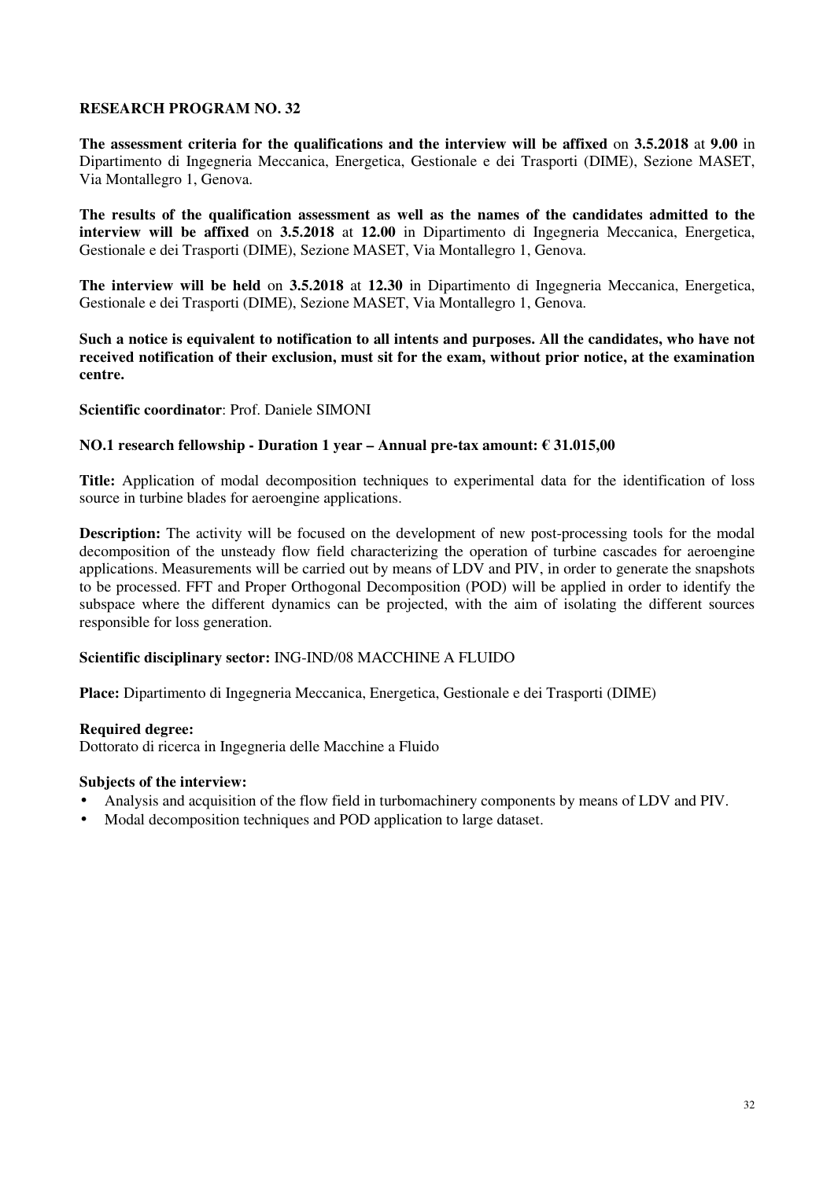## RESEARCH PROGRAM NO. 32

**The assessment criteria for the qualifications and the interview will be affixed** on **3.5.2018** at **9.00** in Dipartimento di Ingegneria Meccanica, Energetica, Gestionale e dei Trasporti (DIME), Sezione MASET, Via Montallegro 1, Genova.

**The results of the qualification assessment as well as the names of the candidates admitted to the interview will be affixed** on **3.5.2018** at **12.00** in Dipartimento di Ingegneria Meccanica, Energetica, Gestionale e dei Trasporti (DIME), Sezione MASET, Via Montallegro 1, Genova.

**The interview will be held** on **3.5.2018** at **12.30** in Dipartimento di Ingegneria Meccanica, Energetica, Gestionale e dei Trasporti (DIME), Sezione MASET, Via Montallegro 1, Genova.

**Such a notice is equivalent to notification to all intents and purposes. All the candidates, who have not received notification of their exclusion, must sit for the exam, without prior notice, at the examination centre.**

**Scientific coordinator**: Prof. Daniele SIMONI

**NO.1 research fellowship - Duration 1 year – Annual pre-tax amount: € 31.015,00**

**Title:** Application of modal decomposition techniques to experimental data for the identification of loss source in turbine blades for aeroengine applications.

**Description:** The activity will be focused on the development of new post-processing tools for the modal decomposition of the unsteady flow field characterizing the operation of turbine cascades for aeroengine applications. Measurements will be carried out by means of LDV and PIV, in order to generate the snapshots to be processed. FFT and Proper Orthogonal Decomposition (POD) will be applied in order to identify the subspace where the different dynamics can be projected, with the aim of isolating the different sources responsible for loss generation.

**Scientific disciplinary sector:** ING-IND/08 MACCHINE A FLUIDO

**Place:** Dipartimento di Ingegneria Meccanica, Energetica, Gestionale e dei Trasporti (DIME)

**Required degree:**
Dottorato di ricerca in Ingegneria delle Macchine a Fluido

**Subjects of the interview:**

- Analysis and acquisition of the flow field in turbomachinery components by means of LDV and PIV.
- Modal decomposition techniques and POD application to large dataset.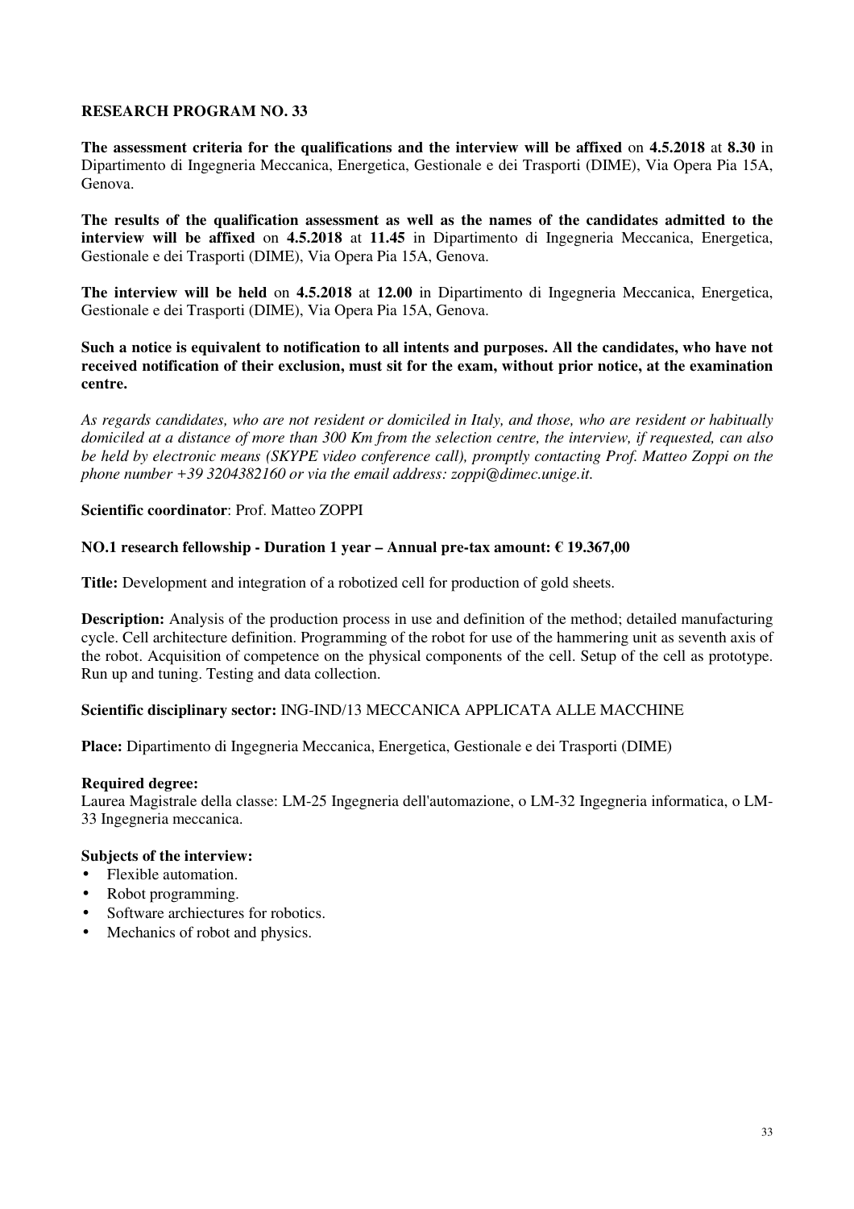**RESEARCH PROGRAM NO. 33**

**The assessment criteria for the qualifications and the interview will be affixed** on **4.5.2018** at **8.30** in Dipartimento di Ingegneria Meccanica, Energetica, Gestionale e dei Trasporti (DIME), Via Opera Pia 15A, Genova.

**The results of the qualification assessment as well as the names of the candidates admitted to the interview will be affixed** on **4.5.2018** at **11.45** in Dipartimento di Ingegneria Meccanica, Energetica, Gestionale e dei Trasporti (DIME), Via Opera Pia 15A, Genova.

**The interview will be held** on **4.5.2018** at **12.00** in Dipartimento di Ingegneria Meccanica, Energetica, Gestionale e dei Trasporti (DIME), Via Opera Pia 15A, Genova.

**Such a notice is equivalent to notification to all intents and purposes. All the candidates, who have not received notification of their exclusion, must sit for the exam, without prior notice, at the examination centre.**

*As regards candidates, who are not resident or domiciled in Italy, and those, who are resident or habitually domiciled at a distance of more than 300 Km from the selection centre, the interview, if requested, can also be held by electronic means (SKYPE video conference call), promptly contacting Prof. Matteo Zoppi on the phone number +39 3204382160 or via the email address: zoppi@dimec.unige.it.*

**Scientific coordinator**: Prof. Matteo ZOPPI

**NO.1 research fellowship - Duration 1 year – Annual pre-tax amount: € 19.367,00**

**Title:** Development and integration of a robotized cell for production of gold sheets.

**Description:** Analysis of the production process in use and definition of the method; detailed manufacturing cycle. Cell architecture definition. Programming of the robot for use of the hammering unit as seventh axis of the robot. Acquisition of competence on the physical components of the cell. Setup of the cell as prototype. Run up and tuning. Testing and data collection.

**Scientific disciplinary sector:** ING-IND/13 MECCANICA APPLICATA ALLE MACCHINE

**Place:** Dipartimento di Ingegneria Meccanica, Energetica, Gestionale e dei Trasporti (DIME)

**Required degree:**
Laurea Magistrale della classe: LM-25 Ingegneria dell'automazione, o LM-32 Ingegneria informatica, o LM-33 Ingegneria meccanica.

**Subjects of the interview:**

- Flexible automation.
- Robot programming.
- Software archiectures for robotics.
- Mechanics of robot and physics.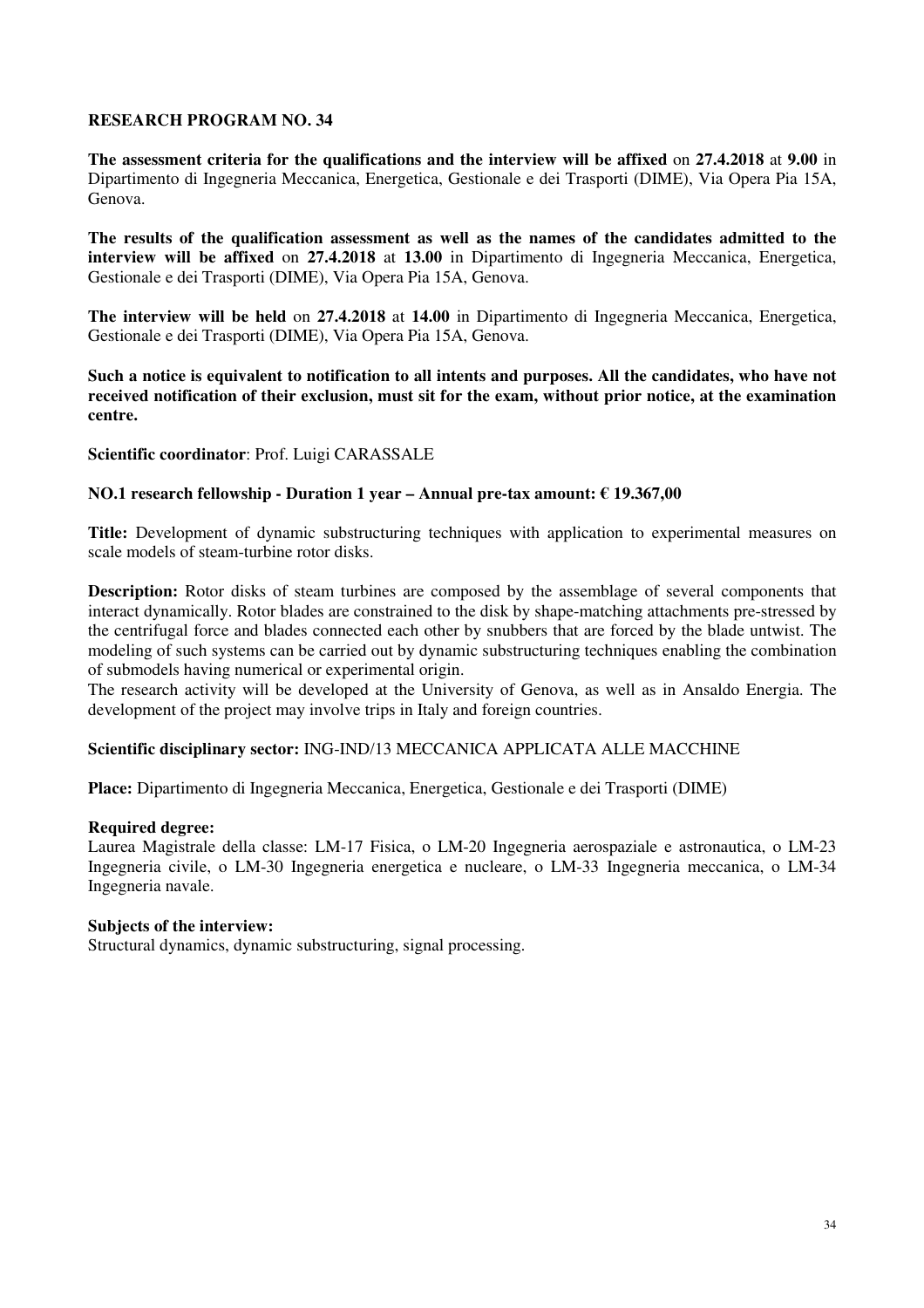## RESEARCH PROGRAM NO. 34

**The assessment criteria for the qualifications and the interview will be affixed** on **27.4.2018** at **9.00** in Dipartimento di Ingegneria Meccanica, Energetica, Gestionale e dei Trasporti (DIME), Via Opera Pia 15A, Genova.

**The results of the qualification assessment as well as the names of the candidates admitted to the interview will be affixed** on **27.4.2018** at **13.00** in Dipartimento di Ingegneria Meccanica, Energetica, Gestionale e dei Trasporti (DIME), Via Opera Pia 15A, Genova.

**The interview will be held** on **27.4.2018** at **14.00** in Dipartimento di Ingegneria Meccanica, Energetica, Gestionale e dei Trasporti (DIME), Via Opera Pia 15A, Genova.

**Such a notice is equivalent to notification to all intents and purposes. All the candidates, who have not received notification of their exclusion, must sit for the exam, without prior notice, at the examination centre.**

**Scientific coordinator**: Prof. Luigi CARASSALE

**NO.1 research fellowship - Duration 1 year – Annual pre-tax amount: € 19.367,00**

**Title:** Development of dynamic substructuring techniques with application to experimental measures on scale models of steam-turbine rotor disks.

**Description:** Rotor disks of steam turbines are composed by the assemblage of several components that interact dynamically. Rotor blades are constrained to the disk by shape-matching attachments pre-stressed by the centrifugal force and blades connected each other by snubbers that are forced by the blade untwist. The modeling of such systems can be carried out by dynamic substructuring techniques enabling the combination of submodels having numerical or experimental origin.
The research activity will be developed at the University of Genova, as well as in Ansaldo Energia. The development of the project may involve trips in Italy and foreign countries.

**Scientific disciplinary sector:** ING-IND/13 MECCANICA APPLICATA ALLE MACCHINE

**Place:** Dipartimento di Ingegneria Meccanica, Energetica, Gestionale e dei Trasporti (DIME)

**Required degree:**
Laurea Magistrale della classe: LM-17 Fisica, o LM-20 Ingegneria aerospaziale e astronautica, o LM-23 Ingegneria civile, o LM-30 Ingegneria energetica e nucleare, o LM-33 Ingegneria meccanica, o LM-34 Ingegneria navale.

**Subjects of the interview:**
Structural dynamics, dynamic substructuring, signal processing.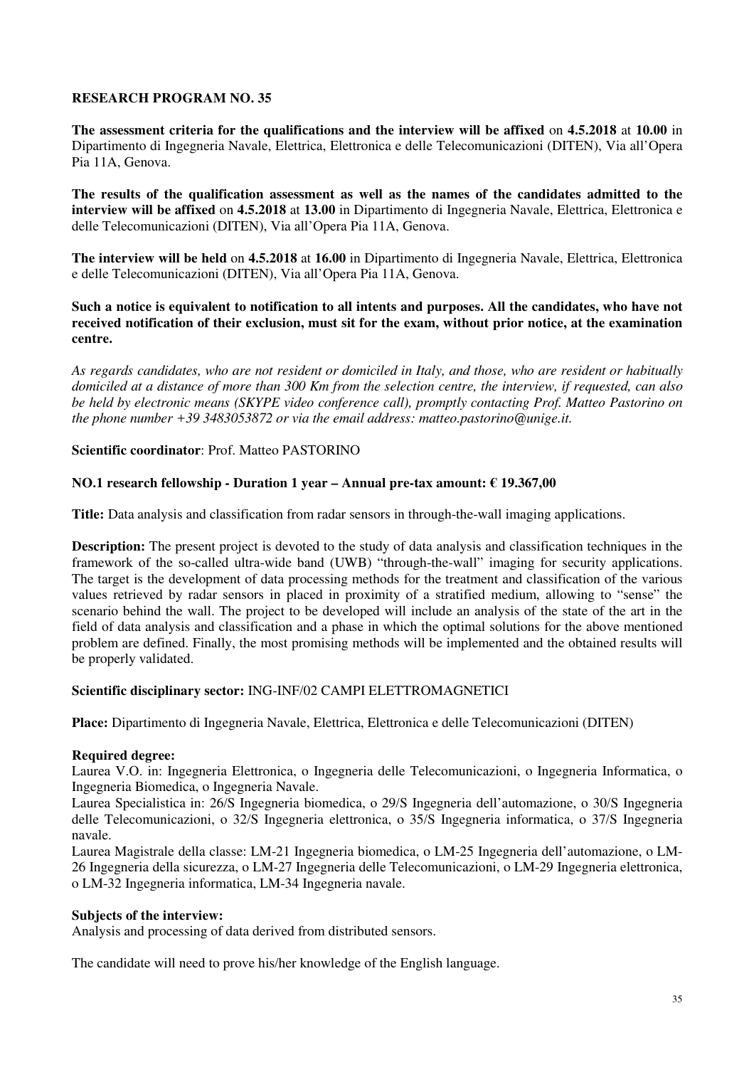### RESEARCH PROGRAM NO. 35

**The assessment criteria for the qualifications and the interview will be affixed** on **4.5.2018** at **10.00** in Dipartimento di Ingegneria Navale, Elettrica, Elettronica e delle Telecomunicazioni (DITEN), Via all'Opera Pia 11A, Genova.

**The results of the qualification assessment as well as the names of the candidates admitted to the interview will be affixed** on **4.5.2018** at **13.00** in Dipartimento di Ingegneria Navale, Elettrica, Elettronica e delle Telecomunicazioni (DITEN), Via all'Opera Pia 11A, Genova.

**The interview will be held** on **4.5.2018** at **16.00** in Dipartimento di Ingegneria Navale, Elettrica, Elettronica e delle Telecomunicazioni (DITEN), Via all'Opera Pia 11A, Genova.

**Such a notice is equivalent to notification to all intents and purposes. All the candidates, who have not received notification of their exclusion, must sit for the exam, without prior notice, at the examination centre.**

*As regards candidates, who are not resident or domiciled in Italy, and those, who are resident or habitually domiciled at a distance of more than 300 Km from the selection centre, the interview, if requested, can also be held by electronic means (SKYPE video conference call), promptly contacting Prof. Matteo Pastorino on the phone number +39 3483053872 or via the email address: matteo.pastorino@unige.it.*

**Scientific coordinator**: Prof. Matteo PASTORINO

**NO.1 research fellowship - Duration 1 year – Annual pre-tax amount: € 19.367,00**

**Title:** Data analysis and classification from radar sensors in through-the-wall imaging applications.

**Description:** The present project is devoted to the study of data analysis and classification techniques in the framework of the so-called ultra-wide band (UWB) "through-the-wall" imaging for security applications. The target is the development of data processing methods for the treatment and classification of the various values retrieved by radar sensors in placed in proximity of a stratified medium, allowing to "sense" the scenario behind the wall. The project to be developed will include an analysis of the state of the art in the field of data analysis and classification and a phase in which the optimal solutions for the above mentioned problem are defined. Finally, the most promising methods will be implemented and the obtained results will be properly validated.

**Scientific disciplinary sector:** ING-INF/02 CAMPI ELETTROMAGNETICI

**Place:** Dipartimento di Ingegneria Navale, Elettrica, Elettronica e delle Telecomunicazioni (DITEN)

**Required degree:**
Laurea V.O. in: Ingegneria Elettronica, o Ingegneria delle Telecomunicazioni, o Ingegneria Informatica, o Ingegneria Biomedica, o Ingegneria Navale.
Laurea Specialistica in: 26/S Ingegneria biomedica, o 29/S Ingegneria dell'automazione, o 30/S Ingegneria delle Telecomunicazioni, o 32/S Ingegneria elettronica, o 35/S Ingegneria informatica, o 37/S Ingegneria navale.
Laurea Magistrale della classe: LM-21 Ingegneria biomedica, o LM-25 Ingegneria dell'automazione, o LM-26 Ingegneria della sicurezza, o LM-27 Ingegneria delle Telecomunicazioni, o LM-29 Ingegneria elettronica, o LM-32 Ingegneria informatica, LM-34 Ingegneria navale.

**Subjects of the interview:**
Analysis and processing of data derived from distributed sensors.

The candidate will need to prove his/her knowledge of the English language.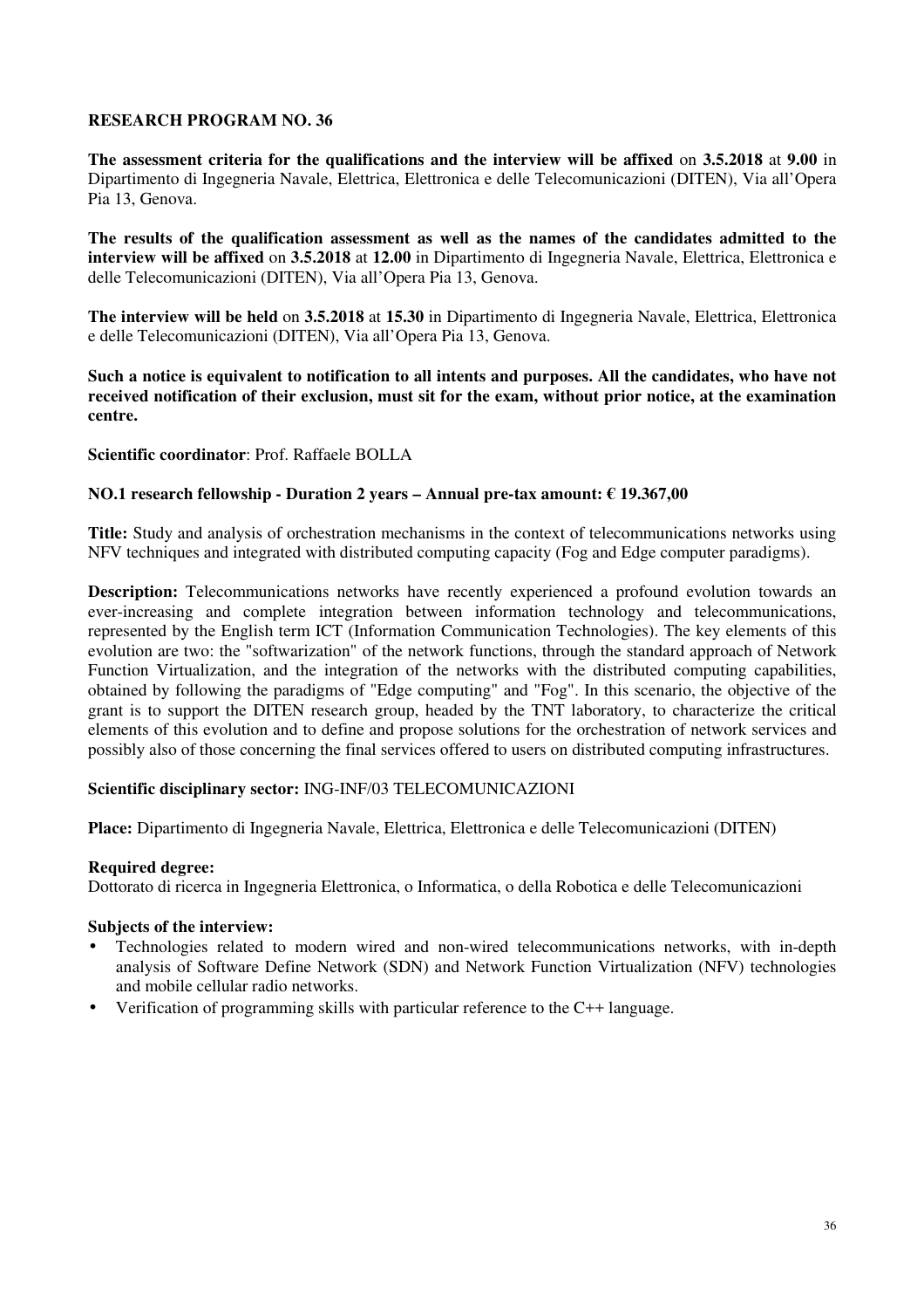**RESEARCH PROGRAM NO. 36**

**The assessment criteria for the qualifications and the interview will be affixed** on **3.5.2018** at **9.00** in Dipartimento di Ingegneria Navale, Elettrica, Elettronica e delle Telecomunicazioni (DITEN), Via all'Opera Pia 13, Genova.

**The results of the qualification assessment as well as the names of the candidates admitted to the interview will be affixed** on **3.5.2018** at **12.00** in Dipartimento di Ingegneria Navale, Elettrica, Elettronica e delle Telecomunicazioni (DITEN), Via all'Opera Pia 13, Genova.

**The interview will be held** on **3.5.2018** at **15.30** in Dipartimento di Ingegneria Navale, Elettrica, Elettronica e delle Telecomunicazioni (DITEN), Via all'Opera Pia 13, Genova.

**Such a notice is equivalent to notification to all intents and purposes. All the candidates, who have not received notification of their exclusion, must sit for the exam, without prior notice, at the examination centre.**

**Scientific coordinator**: Prof. Raffaele BOLLA

**NO.1 research fellowship - Duration 2 years – Annual pre-tax amount: € 19.367,00**

**Title:** Study and analysis of orchestration mechanisms in the context of telecommunications networks using NFV techniques and integrated with distributed computing capacity (Fog and Edge computer paradigms).

**Description:** Telecommunications networks have recently experienced a profound evolution towards an ever-increasing and complete integration between information technology and telecommunications, represented by the English term ICT (Information Communication Technologies). The key elements of this evolution are two: the "softwarization" of the network functions, through the standard approach of Network Function Virtualization, and the integration of the networks with the distributed computing capabilities, obtained by following the paradigms of "Edge computing" and "Fog". In this scenario, the objective of the grant is to support the DITEN research group, headed by the TNT laboratory, to characterize the critical elements of this evolution and to define and propose solutions for the orchestration of network services and possibly also of those concerning the final services offered to users on distributed computing infrastructures.

**Scientific disciplinary sector:** ING-INF/03 TELECOMUNICAZIONI

**Place:** Dipartimento di Ingegneria Navale, Elettrica, Elettronica e delle Telecomunicazioni (DITEN)

**Required degree:**
Dottorato di ricerca in Ingegneria Elettronica, o Informatica, o della Robotica e delle Telecomunicazioni

**Subjects of the interview:**

- Technologies related to modern wired and non-wired telecommunications networks, with in-depth analysis of Software Define Network (SDN) and Network Function Virtualization (NFV) technologies and mobile cellular radio networks.
- Verification of programming skills with particular reference to the C++ language.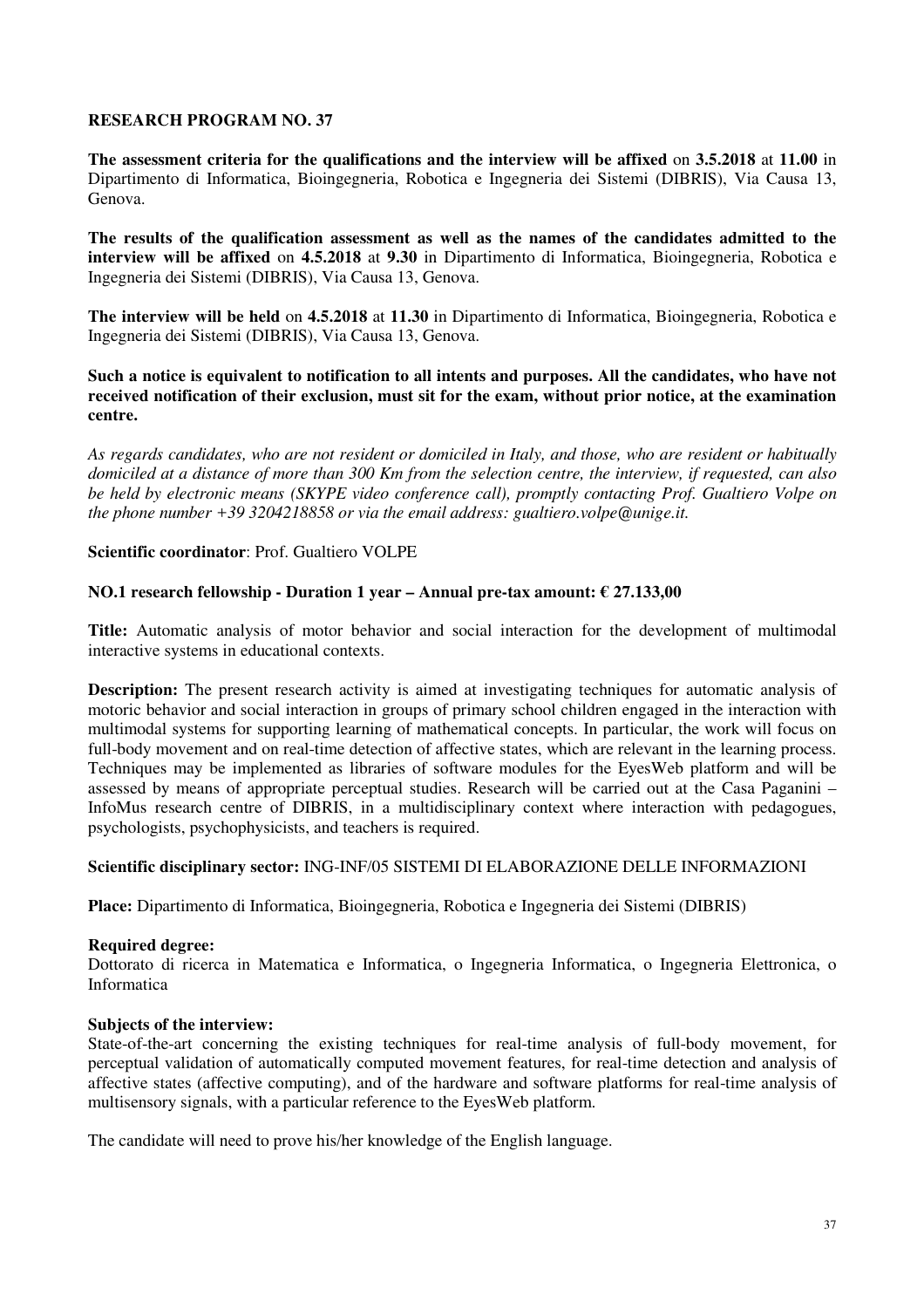**RESEARCH PROGRAM NO. 37**

**The assessment criteria for the qualifications and the interview will be affixed** on **3.5.2018** at **11.00** in Dipartimento di Informatica, Bioingegneria, Robotica e Ingegneria dei Sistemi (DIBRIS), Via Causa 13, Genova.

**The results of the qualification assessment as well as the names of the candidates admitted to the interview will be affixed** on **4.5.2018** at **9.30** in Dipartimento di Informatica, Bioingegneria, Robotica e Ingegneria dei Sistemi (DIBRIS), Via Causa 13, Genova.

**The interview will be held** on **4.5.2018** at **11.30** in Dipartimento di Informatica, Bioingegneria, Robotica e Ingegneria dei Sistemi (DIBRIS), Via Causa 13, Genova.

**Such a notice is equivalent to notification to all intents and purposes. All the candidates, who have not received notification of their exclusion, must sit for the exam, without prior notice, at the examination centre.**

*As regards candidates, who are not resident or domiciled in Italy, and those, who are resident or habitually domiciled at a distance of more than 300 Km from the selection centre, the interview, if requested, can also be held by electronic means (SKYPE video conference call), promptly contacting Prof. Gualtiero Volpe on the phone number +39 3204218858 or via the email address: gualtiero.volpe@unige.it.*

**Scientific coordinator**: Prof. Gualtiero VOLPE

**NO.1 research fellowship - Duration 1 year – Annual pre-tax amount: € 27.133,00**

**Title:** Automatic analysis of motor behavior and social interaction for the development of multimodal interactive systems in educational contexts.

**Description:** The present research activity is aimed at investigating techniques for automatic analysis of motoric behavior and social interaction in groups of primary school children engaged in the interaction with multimodal systems for supporting learning of mathematical concepts. In particular, the work will focus on full-body movement and on real-time detection of affective states, which are relevant in the learning process. Techniques may be implemented as libraries of software modules for the EyesWeb platform and will be assessed by means of appropriate perceptual studies. Research will be carried out at the Casa Paganini – InfoMus research centre of DIBRIS, in a multidisciplinary context where interaction with pedagogues, psychologists, psychophysicists, and teachers is required.

**Scientific disciplinary sector:** ING-INF/05 SISTEMI DI ELABORAZIONE DELLE INFORMAZIONI

**Place:** Dipartimento di Informatica, Bioingegneria, Robotica e Ingegneria dei Sistemi (DIBRIS)

**Required degree:**
Dottorato di ricerca in Matematica e Informatica, o Ingegneria Informatica, o Ingegneria Elettronica, o Informatica

**Subjects of the interview:**
State-of-the-art concerning the existing techniques for real-time analysis of full-body movement, for perceptual validation of automatically computed movement features, for real-time detection and analysis of affective states (affective computing), and of the hardware and software platforms for real-time analysis of multisensory signals, with a particular reference to the EyesWeb platform.

The candidate will need to prove his/her knowledge of the English language.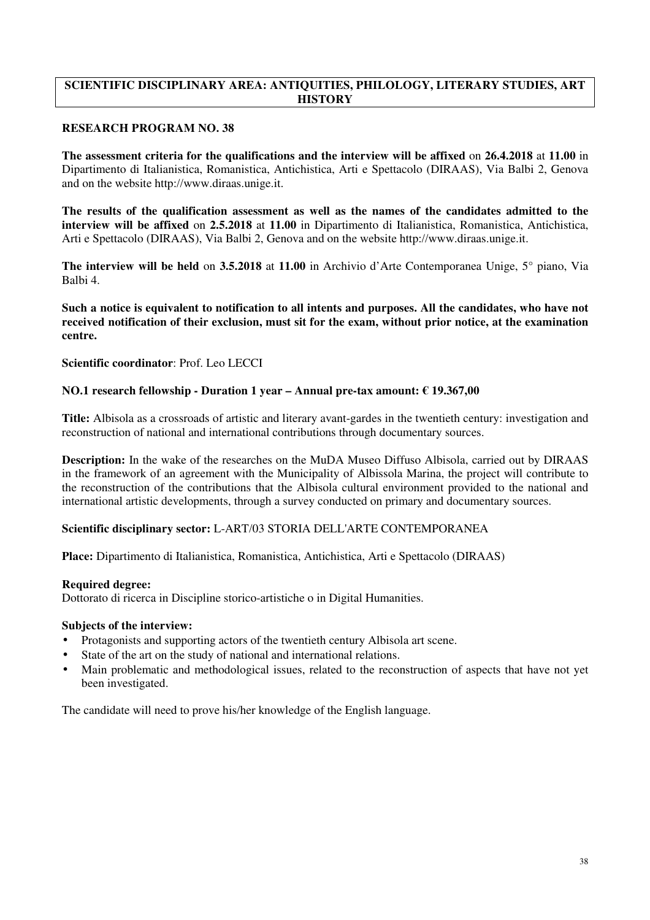## SCIENTIFIC DISCIPLINARY AREA: ANTIQUITIES, PHILOLOGY, LITERARY STUDIES, ART HISTORY

### RESEARCH PROGRAM NO. 38

**The assessment criteria for the qualifications and the interview will be affixed** on **26.4.2018** at **11.00** in Dipartimento di Italianistica, Romanistica, Antichistica, Arti e Spettacolo (DIRAAS), Via Balbi 2, Genova and on the website http://www.diraas.unige.it.

**The results of the qualification assessment as well as the names of the candidates admitted to the interview will be affixed** on **2.5.2018** at **11.00** in Dipartimento di Italianistica, Romanistica, Antichistica, Arti e Spettacolo (DIRAAS), Via Balbi 2, Genova and on the website http://www.diraas.unige.it.

**The interview will be held** on **3.5.2018** at **11.00** in Archivio d'Arte Contemporanea Unige, 5° piano, Via Balbi 4.

**Such a notice is equivalent to notification to all intents and purposes. All the candidates, who have not received notification of their exclusion, must sit for the exam, without prior notice, at the examination centre.**

**Scientific coordinator**: Prof. Leo LECCI

**NO.1 research fellowship - Duration 1 year – Annual pre-tax amount: € 19.367,00**

**Title:** Albisola as a crossroads of artistic and literary avant-gardes in the twentieth century: investigation and reconstruction of national and international contributions through documentary sources.

**Description:** In the wake of the researches on the MuDA Museo Diffuso Albisola, carried out by DIRAAS in the framework of an agreement with the Municipality of Albissola Marina, the project will contribute to the reconstruction of the contributions that the Albisola cultural environment provided to the national and international artistic developments, through a survey conducted on primary and documentary sources.

**Scientific disciplinary sector:** L-ART/03 STORIA DELL'ARTE CONTEMPORANEA

**Place:** Dipartimento di Italianistica, Romanistica, Antichistica, Arti e Spettacolo (DIRAAS)

**Required degree:**
Dottorato di ricerca in Discipline storico-artistiche o in Digital Humanities.

**Subjects of the interview:**

- Protagonists and supporting actors of the twentieth century Albisola art scene.
- State of the art on the study of national and international relations.
- Main problematic and methodological issues, related to the reconstruction of aspects that have not yet been investigated.

The candidate will need to prove his/her knowledge of the English language.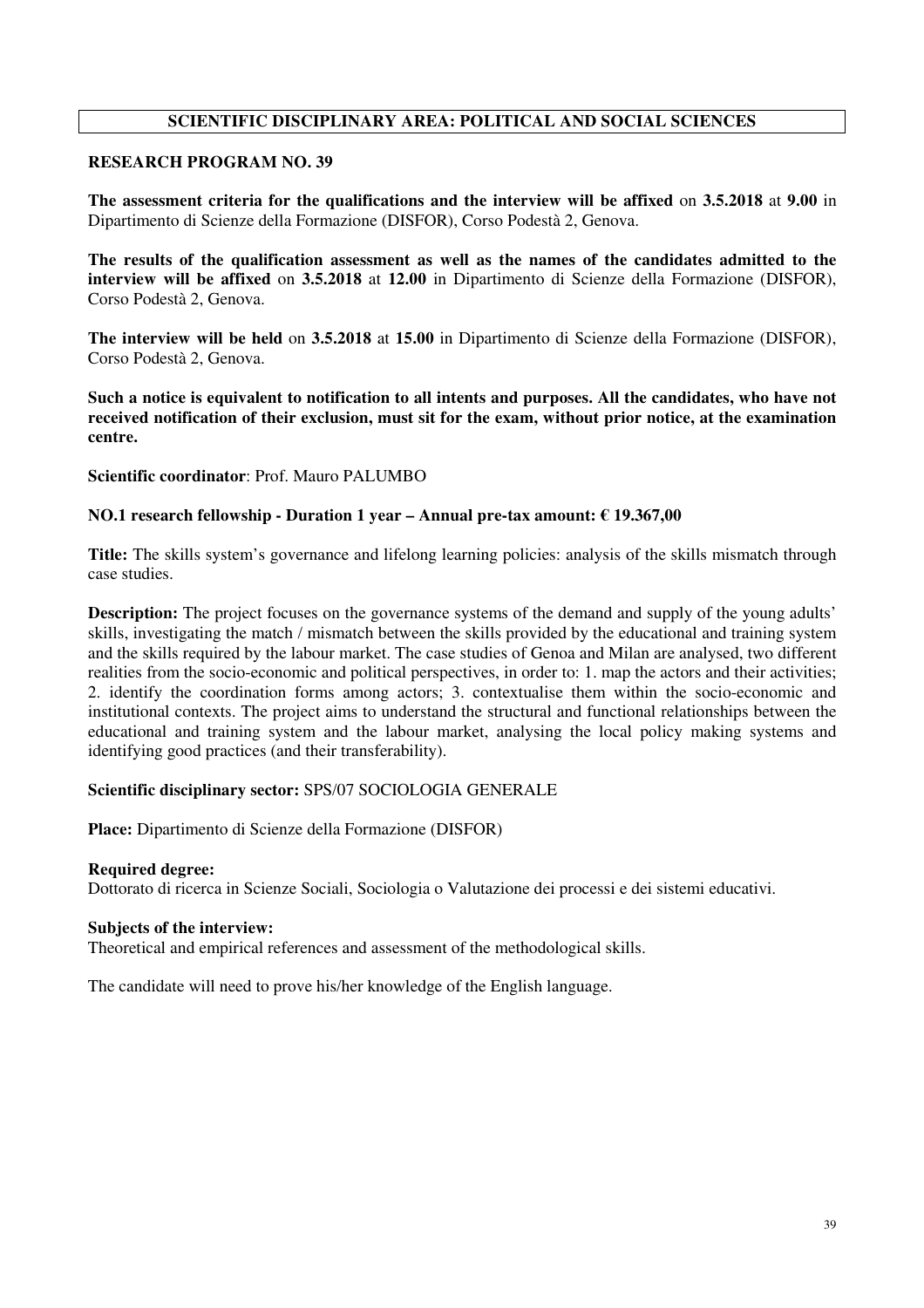## SCIENTIFIC DISCIPLINARY AREA: POLITICAL AND SOCIAL SCIENCES

### RESEARCH PROGRAM NO. 39

**The assessment criteria for the qualifications and the interview will be affixed** on **3.5.2018** at **9.00** in Dipartimento di Scienze della Formazione (DISFOR), Corso Podestà 2, Genova.

**The results of the qualification assessment as well as the names of the candidates admitted to the interview will be affixed** on **3.5.2018** at **12.00** in Dipartimento di Scienze della Formazione (DISFOR), Corso Podestà 2, Genova.

**The interview will be held** on **3.5.2018** at **15.00** in Dipartimento di Scienze della Formazione (DISFOR), Corso Podestà 2, Genova.

**Such a notice is equivalent to notification to all intents and purposes. All the candidates, who have not received notification of their exclusion, must sit for the exam, without prior notice, at the examination centre.**

**Scientific coordinator**: Prof. Mauro PALUMBO

**NO.1 research fellowship - Duration 1 year – Annual pre-tax amount: € 19.367,00**

**Title:** The skills system's governance and lifelong learning policies: analysis of the skills mismatch through case studies.

**Description:** The project focuses on the governance systems of the demand and supply of the young adults' skills, investigating the match / mismatch between the skills provided by the educational and training system and the skills required by the labour market. The case studies of Genoa and Milan are analysed, two different realities from the socio-economic and political perspectives, in order to: 1. map the actors and their activities; 2. identify the coordination forms among actors; 3. contextualise them within the socio-economic and institutional contexts. The project aims to understand the structural and functional relationships between the educational and training system and the labour market, analysing the local policy making systems and identifying good practices (and their transferability).

**Scientific disciplinary sector:** SPS/07 SOCIOLOGIA GENERALE

**Place:** Dipartimento di Scienze della Formazione (DISFOR)

**Required degree:**
Dottorato di ricerca in Scienze Sociali, Sociologia o Valutazione dei processi e dei sistemi educativi.

**Subjects of the interview:**
Theoretical and empirical references and assessment of the methodological skills.

The candidate will need to prove his/her knowledge of the English language.